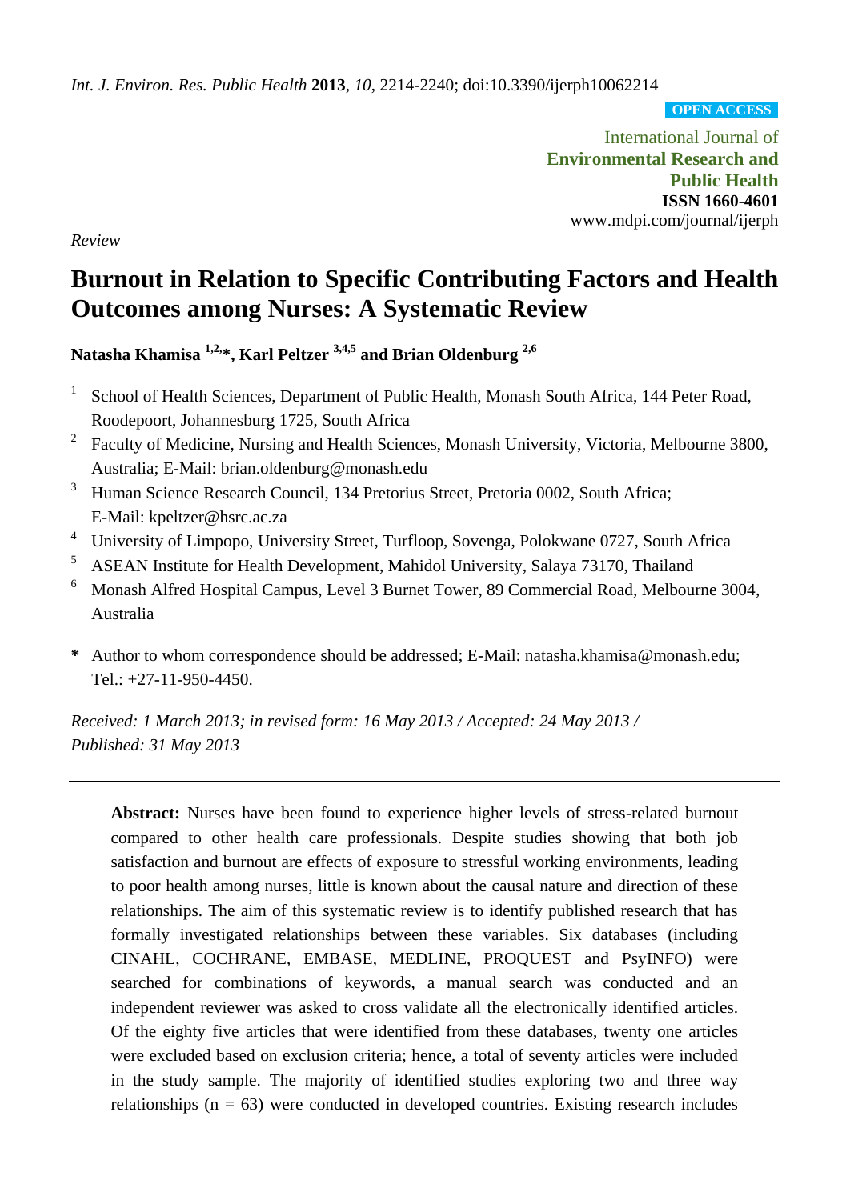*Review*

# Burnout in Relation to Specific Contributing Factors and Health Outcomes among Nurses: A Systematic Review

**Natasha Khamisa [1,2,*], Karl Peltzer [3,4,5] and Brian Oldenburg [2,6]**

1. School of Health Sciences, Department of Public Health, Monash South Africa, 144 Peter Road, Roodepoort, Johannesburg 1725, South Africa
2. Faculty of Medicine, Nursing and Health Sciences, Monash University, Victoria, Melbourne 3800, Australia; E-Mail: brian.oldenburg@monash.edu
3. Human Science Research Council, 134 Pretorius Street, Pretoria 0002, South Africa; E-Mail: kpeltzer@hsrc.ac.za
4. University of Limpopo, University Street, Turfloop, Sovenga, Polokwane 0727, South Africa
5. ASEAN Institute for Health Development, Mahidol University, Salaya 73170, Thailand
6. Monash Alfred Hospital Campus, Level 3 Burnet Tower, 89 Commercial Road, Melbourne 3004, Australia

\* Author to whom correspondence should be addressed; E-Mail: natasha.khamisa@monash.edu; Tel.: +27-11-950-4450.

*Received: 1 March 2013; in revised form: 16 May 2013 / Accepted: 24 May 2013 / Published: 31 May 2013*

---

**Abstract:** Nurses have been found to experience higher levels of stress-related burnout compared to other health care professionals. Despite studies showing that both job satisfaction and burnout are effects of exposure to stressful working environments, leading to poor health among nurses, little is known about the causal nature and direction of these relationships. The aim of this systematic review is to identify published research that has formally investigated relationships between these variables. Six databases (including CINAHL, COCHRANE, EMBASE, MEDLINE, PROQUEST and PsyINFO) were searched for combinations of keywords, a manual search was conducted and an independent reviewer was asked to cross validate all the electronically identified articles. Of the eighty five articles that were identified from these databases, twenty one articles were excluded based on exclusion criteria; hence, a total of seventy articles were included in the study sample. The majority of identified studies exploring two and three way relationships (n = 63) were conducted in developed countries. Existing research includes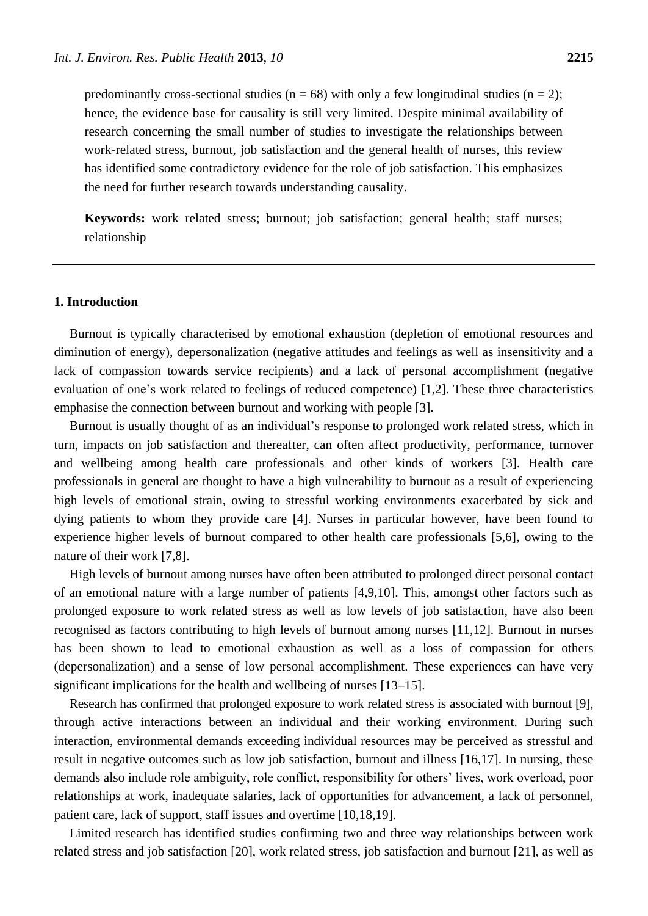predominantly cross-sectional studies (n = 68) with only a few longitudinal studies (n = 2); hence, the evidence base for causality is still very limited. Despite minimal availability of research concerning the small number of studies to investigate the relationships between work-related stress, burnout, job satisfaction and the general health of nurses, this review has identified some contradictory evidence for the role of job satisfaction. This emphasizes the need for further research towards understanding causality.

**Keywords:** work related stress; burnout; job satisfaction; general health; staff nurses; relationship

## 1. Introduction

Burnout is typically characterised by emotional exhaustion (depletion of emotional resources and diminution of energy), depersonalization (negative attitudes and feelings as well as insensitivity and a lack of compassion towards service recipients) and a lack of personal accomplishment (negative evaluation of one's work related to feelings of reduced competence) [1,2]. These three characteristics emphasise the connection between burnout and working with people [3].

Burnout is usually thought of as an individual's response to prolonged work related stress, which in turn, impacts on job satisfaction and thereafter, can often affect productivity, performance, turnover and wellbeing among health care professionals and other kinds of workers [3]. Health care professionals in general are thought to have a high vulnerability to burnout as a result of experiencing high levels of emotional strain, owing to stressful working environments exacerbated by sick and dying patients to whom they provide care [4]. Nurses in particular however, have been found to experience higher levels of burnout compared to other health care professionals [5,6], owing to the nature of their work [7,8].

High levels of burnout among nurses have often been attributed to prolonged direct personal contact of an emotional nature with a large number of patients [4,9,10]. This, amongst other factors such as prolonged exposure to work related stress as well as low levels of job satisfaction, have also been recognised as factors contributing to high levels of burnout among nurses [11,12]. Burnout in nurses has been shown to lead to emotional exhaustion as well as a loss of compassion for others (depersonalization) and a sense of low personal accomplishment. These experiences can have very significant implications for the health and wellbeing of nurses [13–15].

Research has confirmed that prolonged exposure to work related stress is associated with burnout [9], through active interactions between an individual and their working environment. During such interaction, environmental demands exceeding individual resources may be perceived as stressful and result in negative outcomes such as low job satisfaction, burnout and illness [16,17]. In nursing, these demands also include role ambiguity, role conflict, responsibility for others' lives, work overload, poor relationships at work, inadequate salaries, lack of opportunities for advancement, a lack of personnel, patient care, lack of support, staff issues and overtime [10,18,19].

Limited research has identified studies confirming two and three way relationships between work related stress and job satisfaction [20], work related stress, job satisfaction and burnout [21], as well as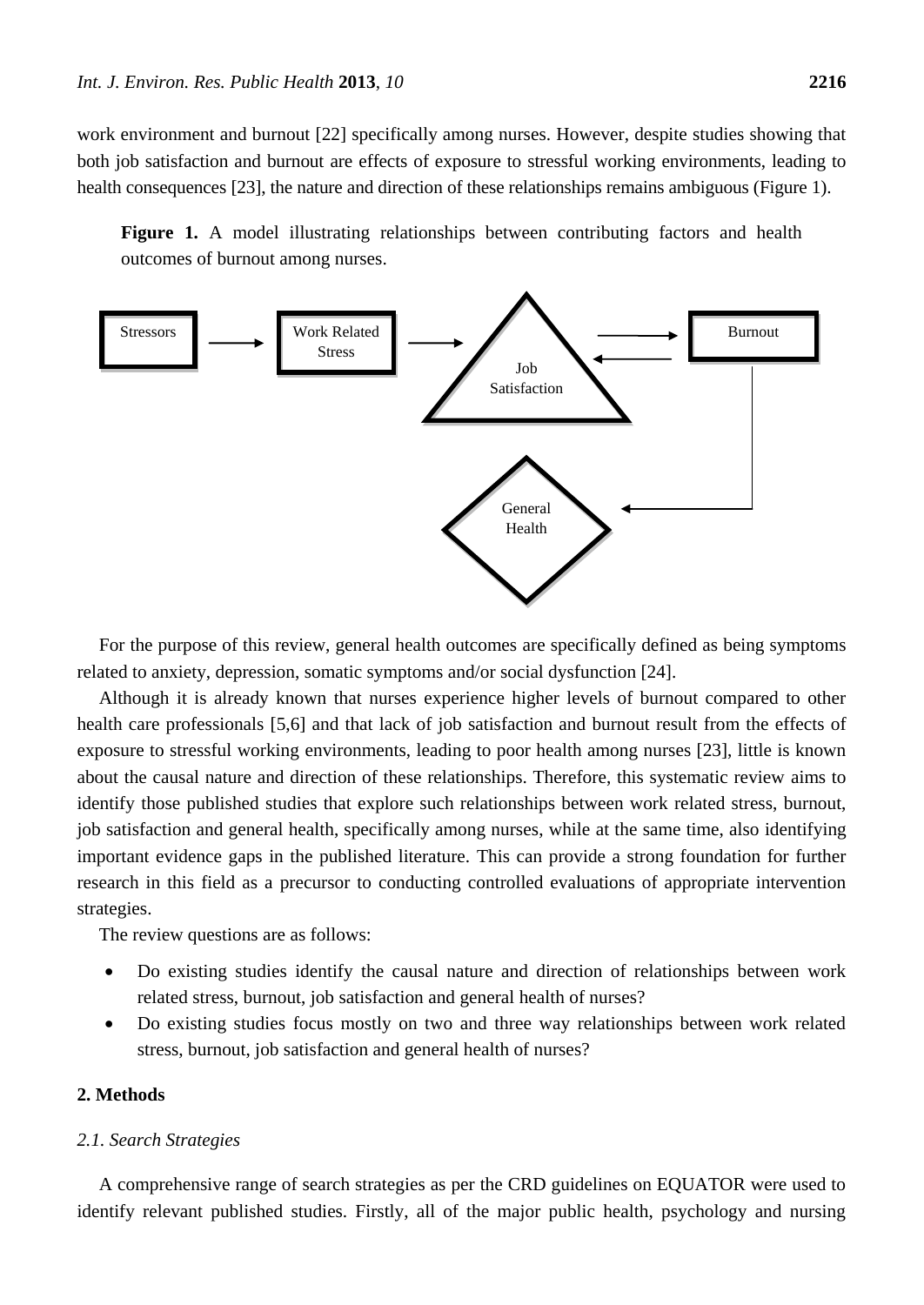work environment and burnout [22] specifically among nurses. However, despite studies showing that both job satisfaction and burnout are effects of exposure to stressful working environments, leading to health consequences [23], the nature and direction of these relationships remains ambiguous (Figure 1).

**Figure 1.** A model illustrating relationships between contributing factors and health outcomes of burnout among nurses.

For the purpose of this review, general health outcomes are specifically defined as being symptoms related to anxiety, depression, somatic symptoms and/or social dysfunction [24].

Although it is already known that nurses experience higher levels of burnout compared to other health care professionals [5,6] and that lack of job satisfaction and burnout result from the effects of exposure to stressful working environments, leading to poor health among nurses [23], little is known about the causal nature and direction of these relationships. Therefore, this systematic review aims to identify those published studies that explore such relationships between work related stress, burnout, job satisfaction and general health, specifically among nurses, while at the same time, also identifying important evidence gaps in the published literature. This can provide a strong foundation for further research in this field as a precursor to conducting controlled evaluations of appropriate intervention strategies.

The review questions are as follows:

- Do existing studies identify the causal nature and direction of relationships between work related stress, burnout, job satisfaction and general health of nurses?
- Do existing studies focus mostly on two and three way relationships between work related stress, burnout, job satisfaction and general health of nurses?

## 2. Methods

### *2.1. Search Strategies*

A comprehensive range of search strategies as per the CRD guidelines on EQUATOR were used to identify relevant published studies. Firstly, all of the major public health, psychology and nursing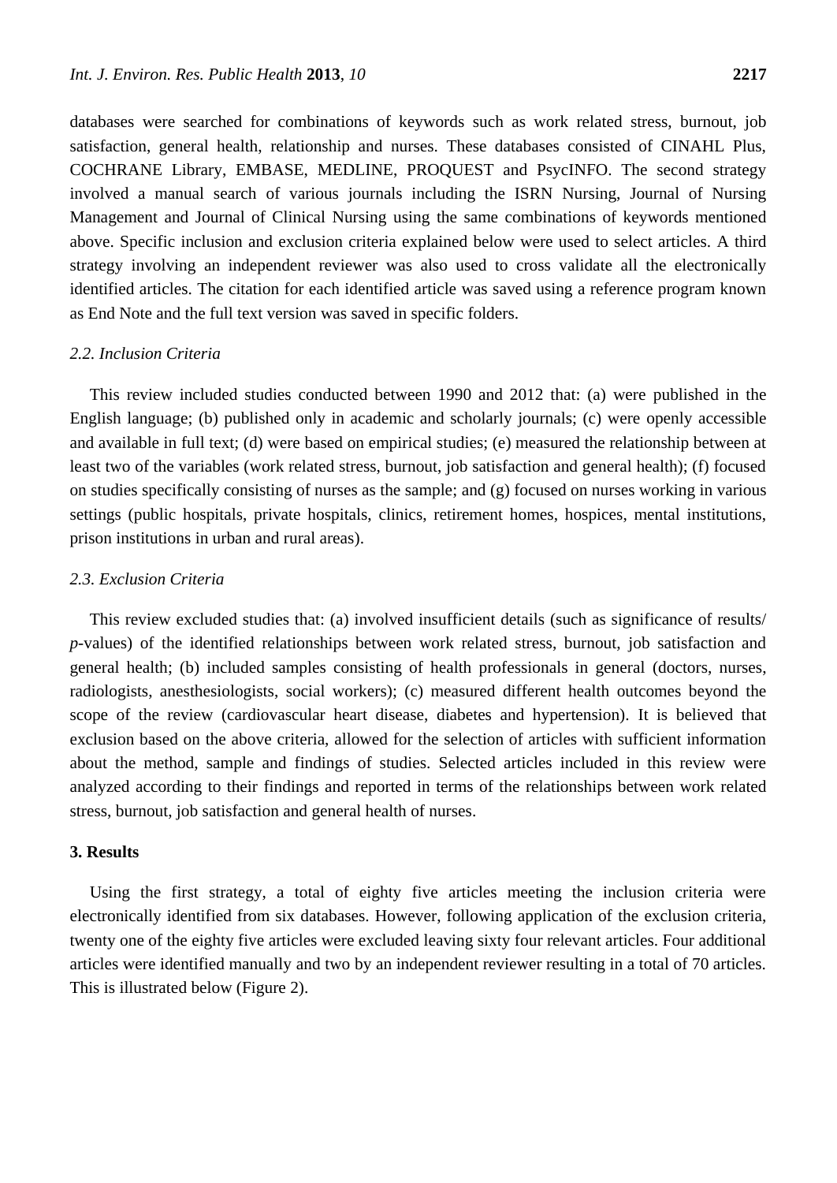databases were searched for combinations of keywords such as work related stress, burnout, job satisfaction, general health, relationship and nurses. These databases consisted of CINAHL Plus, COCHRANE Library, EMBASE, MEDLINE, PROQUEST and PsycINFO. The second strategy involved a manual search of various journals including the ISRN Nursing, Journal of Nursing Management and Journal of Clinical Nursing using the same combinations of keywords mentioned above. Specific inclusion and exclusion criteria explained below were used to select articles. A third strategy involving an independent reviewer was also used to cross validate all the electronically identified articles. The citation for each identified article was saved using a reference program known as End Note and the full text version was saved in specific folders.

### *2.2. Inclusion Criteria*

This review included studies conducted between 1990 and 2012 that: (a) were published in the English language; (b) published only in academic and scholarly journals; (c) were openly accessible and available in full text; (d) were based on empirical studies; (e) measured the relationship between at least two of the variables (work related stress, burnout, job satisfaction and general health); (f) focused on studies specifically consisting of nurses as the sample; and (g) focused on nurses working in various settings (public hospitals, private hospitals, clinics, retirement homes, hospices, mental institutions, prison institutions in urban and rural areas).

### *2.3. Exclusion Criteria*

This review excluded studies that: (a) involved insufficient details (such as significance of results/ *p*-values) of the identified relationships between work related stress, burnout, job satisfaction and general health; (b) included samples consisting of health professionals in general (doctors, nurses, radiologists, anesthesiologists, social workers); (c) measured different health outcomes beyond the scope of the review (cardiovascular heart disease, diabetes and hypertension). It is believed that exclusion based on the above criteria, allowed for the selection of articles with sufficient information about the method, sample and findings of studies. Selected articles included in this review were analyzed according to their findings and reported in terms of the relationships between work related stress, burnout, job satisfaction and general health of nurses.

## **3. Results**

Using the first strategy, a total of eighty five articles meeting the inclusion criteria were electronically identified from six databases. However, following application of the exclusion criteria, twenty one of the eighty five articles were excluded leaving sixty four relevant articles. Four additional articles were identified manually and two by an independent reviewer resulting in a total of 70 articles. This is illustrated below (Figure 2).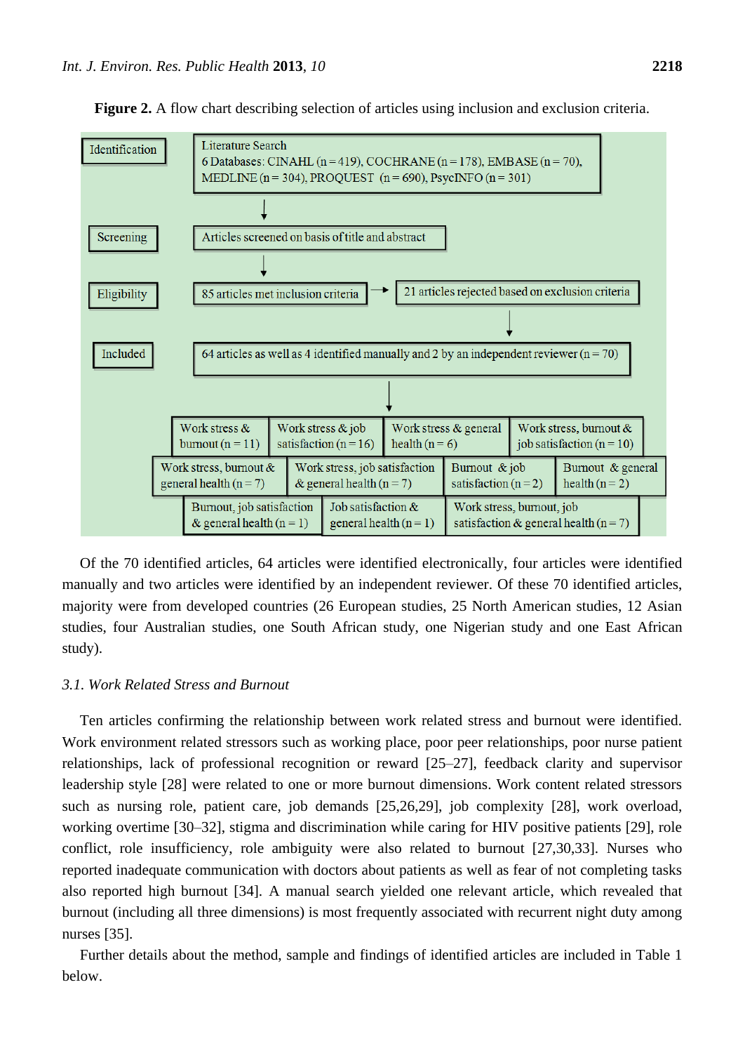**Figure 2.** A flow chart describing selection of articles using inclusion and exclusion criteria.

**Identification**

Literature Search
6 Databases: CINAHL (n = 419), COCHRANE (n = 178), EMBASE (n = 70), MEDLINE (n = 304), PROQUEST (n = 690), PsycINFO (n = 301)

**Screening**

Articles screened on basis of title and abstract

**Eligibility**

85 articles met inclusion criteria → 21 articles rejected based on exclusion criteria

**Included**

64 articles as well as 4 identified manually and 2 by an independent reviewer (n = 70)

- Work stress & burnout (n = 11)
- Work stress & job satisfaction (n = 16)
- Work stress & general health (n = 6)
- Work stress, burnout & job satisfaction (n = 10)
- Work stress, burnout & general health (n = 7)
- Work stress, job satisfaction & general health (n = 7)
- Burnout & job satisfaction (n = 2)
- Burnout & general health (n = 2)
- Burnout, job satisfaction & general health (n = 1)
- Job satisfaction & general health (n = 1)
- Work stress, burnout, job satisfaction & general health (n = 7)

Of the 70 identified articles, 64 articles were identified electronically, four articles were identified manually and two articles were identified by an independent reviewer. Of these 70 identified articles, majority were from developed countries (26 European studies, 25 North American studies, 12 Asian studies, four Australian studies, one South African study, one Nigerian study and one East African study).

### *3.1. Work Related Stress and Burnout*

Ten articles confirming the relationship between work related stress and burnout were identified. Work environment related stressors such as working place, poor peer relationships, poor nurse patient relationships, lack of professional recognition or reward [25–27], feedback clarity and supervisor leadership style [28] were related to one or more burnout dimensions. Work content related stressors such as nursing role, patient care, job demands [25,26,29], job complexity [28], work overload, working overtime [30–32], stigma and discrimination while caring for HIV positive patients [29], role conflict, role insufficiency, role ambiguity were also related to burnout [27,30,33]. Nurses who reported inadequate communication with doctors about patients as well as fear of not completing tasks also reported high burnout [34]. A manual search yielded one relevant article, which revealed that burnout (including all three dimensions) is most frequently associated with recurrent night duty among nurses [35].

Further details about the method, sample and findings of identified articles are included in Table 1 below.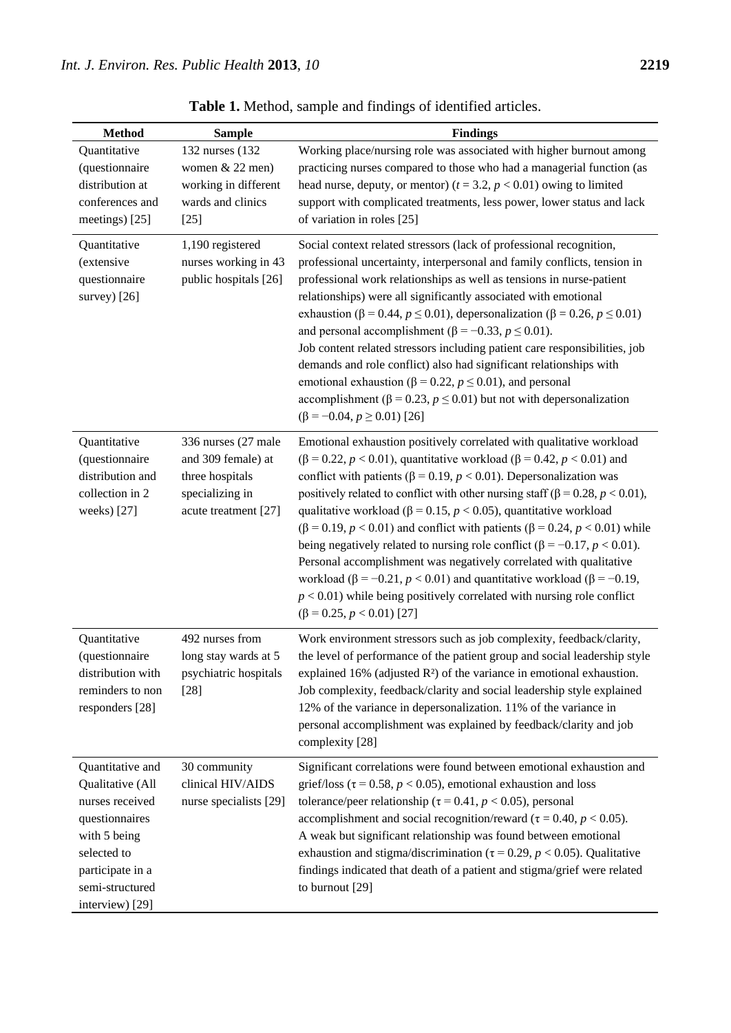**Table 1.** Method, sample and findings of identified articles.

| Method | Sample | Findings |
|---|---|---|
| Quantitative (questionnaire distribution at conferences and meetings) [25] | 132 nurses (132 women & 22 men) working in different wards and clinics [25] | Working place/nursing role was associated with higher burnout among practicing nurses compared to those who had a managerial function (as head nurse, deputy, or mentor) ($t = 3.2$, $p < 0.01$) owing to limited support with complicated treatments, less power, lower status and lack of variation in roles [25] |
| Quantitative (extensive questionnaire survey) [26] | 1,190 registered nurses working in 43 public hospitals [26] | Social context related stressors (lack of professional recognition, professional uncertainty, interpersonal and family conflicts, tension in professional work relationships as well as tensions in nurse-patient relationships) were all significantly associated with emotional exhaustion ($\beta = 0.44$, $p \leq 0.01$), depersonalization ($\beta = 0.26$, $p \leq 0.01$) and personal accomplishment ($\beta = -0.33$, $p \leq 0.01$). Job content related stressors including patient care responsibilities, job demands and role conflict) also had significant relationships with emotional exhaustion ($\beta = 0.22$, $p \leq 0.01$), and personal accomplishment ($\beta = 0.23$, $p \leq 0.01$) but not with depersonalization ($\beta = -0.04$, $p \geq 0.01$) [26] |
| Quantitative (questionnaire distribution and collection in 2 weeks) [27] | 336 nurses (27 male and 309 female) at three hospitals specializing in acute treatment [27] | Emotional exhaustion positively correlated with qualitative workload ($\beta = 0.22$, $p < 0.01$), quantitative workload ($\beta = 0.42$, $p < 0.01$) and conflict with patients ($\beta = 0.19$, $p < 0.01$). Depersonalization was positively related to conflict with other nursing staff ($\beta = 0.28$, $p < 0.01$), qualitative workload ($\beta = 0.15$, $p < 0.05$), quantitative workload ($\beta = 0.19$, $p < 0.01$) and conflict with patients ($\beta = 0.24$, $p < 0.01$) while being negatively related to nursing role conflict ($\beta = -0.17$, $p < 0.01$). Personal accomplishment was negatively correlated with qualitative workload ($\beta = -0.21$, $p < 0.01$) and quantitative workload ($\beta = -0.19$, $p < 0.01$) while being positively correlated with nursing role conflict ($\beta = 0.25$, $p < 0.01$) [27] |
| Quantitative (questionnaire distribution with reminders to non responders [28] | 492 nurses from long stay wards at 5 psychiatric hospitals [28] | Work environment stressors such as job complexity, feedback/clarity, the level of performance of the patient group and social leadership style explained 16% (adjusted $R^2$) of the variance in emotional exhaustion. Job complexity, feedback/clarity and social leadership style explained 12% of the variance in depersonalization. 11% of the variance in personal accomplishment was explained by feedback/clarity and job complexity [28] |
| Quantitative and Qualitative (All nurses received questionnaires with 5 being selected to participate in a semi-structured interview) [29] | 30 community clinical HIV/AIDS nurse specialists [29] | Significant correlations were found between emotional exhaustion and grief/loss ($\tau = 0.58$, $p < 0.05$), emotional exhaustion and loss tolerance/peer relationship ($\tau = 0.41$, $p < 0.05$), personal accomplishment and social recognition/reward ($\tau = 0.40$, $p < 0.05$). A weak but significant relationship was found between emotional exhaustion and stigma/discrimination ($\tau = 0.29$, $p < 0.05$). Qualitative findings indicated that death of a patient and stigma/grief were related to burnout [29] |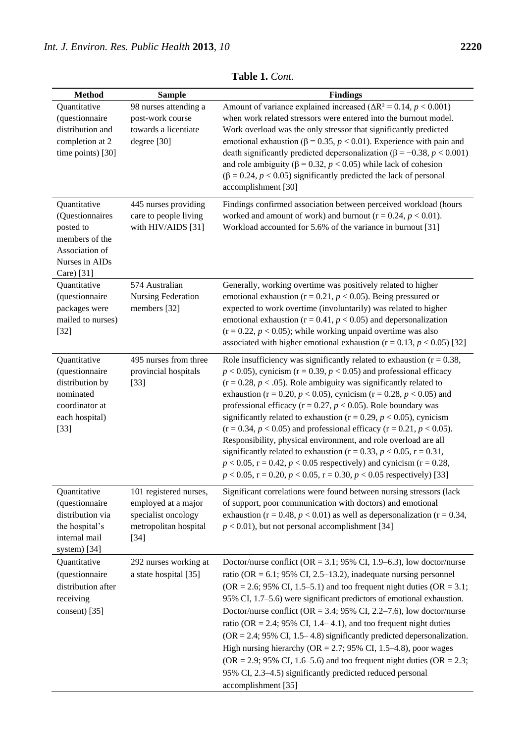**Table 1.** *Cont.*

| Method | Sample | Findings |
|---|---|---|
| Quantitative (questionnaire distribution and completion at 2 time points) [30] | 98 nurses attending a post-work course towards a licentiate degree [30] | Amount of variance explained increased ($\Delta R^2 = 0.14$, $p < 0.001$) when work related stressors were entered into the burnout model. Work overload was the only stressor that significantly predicted emotional exhaustion ($\beta = 0.35$, $p < 0.01$). Experience with pain and death significantly predicted depersonalization ($\beta = -0.38$, $p < 0.001$) and role ambiguity ($\beta = 0.32$, $p < 0.05$) while lack of cohesion ($\beta = 0.24$, $p < 0.05$) significantly predicted the lack of personal accomplishment [30] |
| Quantitative (Questionnaires posted to members of the Association of Nurses in AIDs Care) [31] | 445 nurses providing care to people living with HIV/AIDS [31] | Findings confirmed association between perceived workload (hours worked and amount of work) and burnout ($r = 0.24$, $p < 0.01$). Workload accounted for 5.6% of the variance in burnout [31] |
| Quantitative (questionnaire packages were mailed to nurses) [32] | 574 Australian Nursing Federation members [32] | Generally, working overtime was positively related to higher emotional exhaustion ($r = 0.21$, $p < 0.05$). Being pressured or expected to work overtime (involuntarily) was related to higher emotional exhaustion ($r = 0.41$, $p < 0.05$) and depersonalization ($r = 0.22$, $p < 0.05$); while working unpaid overtime was also associated with higher emotional exhaustion ($r = 0.13$, $p < 0.05$) [32] |
| Quantitative (questionnaire distribution by nominated coordinator at each hospital) [33] | 495 nurses from three provincial hospitals [33] | Role insufficiency was significantly related to exhaustion ($r = 0.38$, $p < 0.05$), cynicism ($r = 0.39$, $p < 0.05$) and professional efficacy ($r = 0.28$, $p < .05$). Role ambiguity was significantly related to exhaustion ($r = 0.20$, $p < 0.05$), cynicism ($r = 0.28$, $p < 0.05$) and professional efficacy ($r = 0.27$, $p < 0.05$). Role boundary was significantly related to exhaustion ($r = 0.29$, $p < 0.05$), cynicism ($r = 0.34$, $p < 0.05$) and professional efficacy ($r = 0.21$, $p < 0.05$). Responsibility, physical environment, and role overload are all significantly related to exhaustion ($r = 0.33$, $p < 0.05$, $r = 0.31$, $p < 0.05$, $r = 0.42$, $p < 0.05$ respectively) and cynicism ($r = 0.28$, $p < 0.05$, $r = 0.20$, $p < 0.05$, $r = 0.30$, $p < 0.05$ respectively) [33] |
| Quantitative (questionnaire distribution via the hospital's internal mail system) [34] | 101 registered nurses, employed at a major specialist oncology metropolitan hospital [34] | Significant correlations were found between nursing stressors (lack of support, poor communication with doctors) and emotional exhaustion ($r = 0.48$, $p < 0.01$) as well as depersonalization ($r = 0.34$, $p < 0.01$), but not personal accomplishment [34] |
| Quantitative (questionnaire distribution after receiving consent) [35] | 292 nurses working at a state hospital [35] | Doctor/nurse conflict (OR = 3.1; 95% CI, 1.9–6.3), low doctor/nurse ratio (OR = 6.1; 95% CI, 2.5–13.2), inadequate nursing personnel (OR = 2.6; 95% CI, 1.5–5.1) and too frequent night duties (OR = 3.1; 95% CI, 1.7–5.6) were significant predictors of emotional exhaustion. Doctor/nurse conflict (OR = 3.4; 95% CI, 2.2–7.6), low doctor/nurse ratio (OR = 2.4; 95% CI, 1.4– 4.1), and too frequent night duties (OR = 2.4; 95% CI, 1.5– 4.8) significantly predicted depersonalization. High nursing hierarchy (OR = 2.7; 95% CI, 1.5–4.8), poor wages (OR = 2.9; 95% CI, 1.6–5.6) and too frequent night duties (OR = 2.3; 95% CI, 2.3–4.5) significantly predicted reduced personal accomplishment [35] |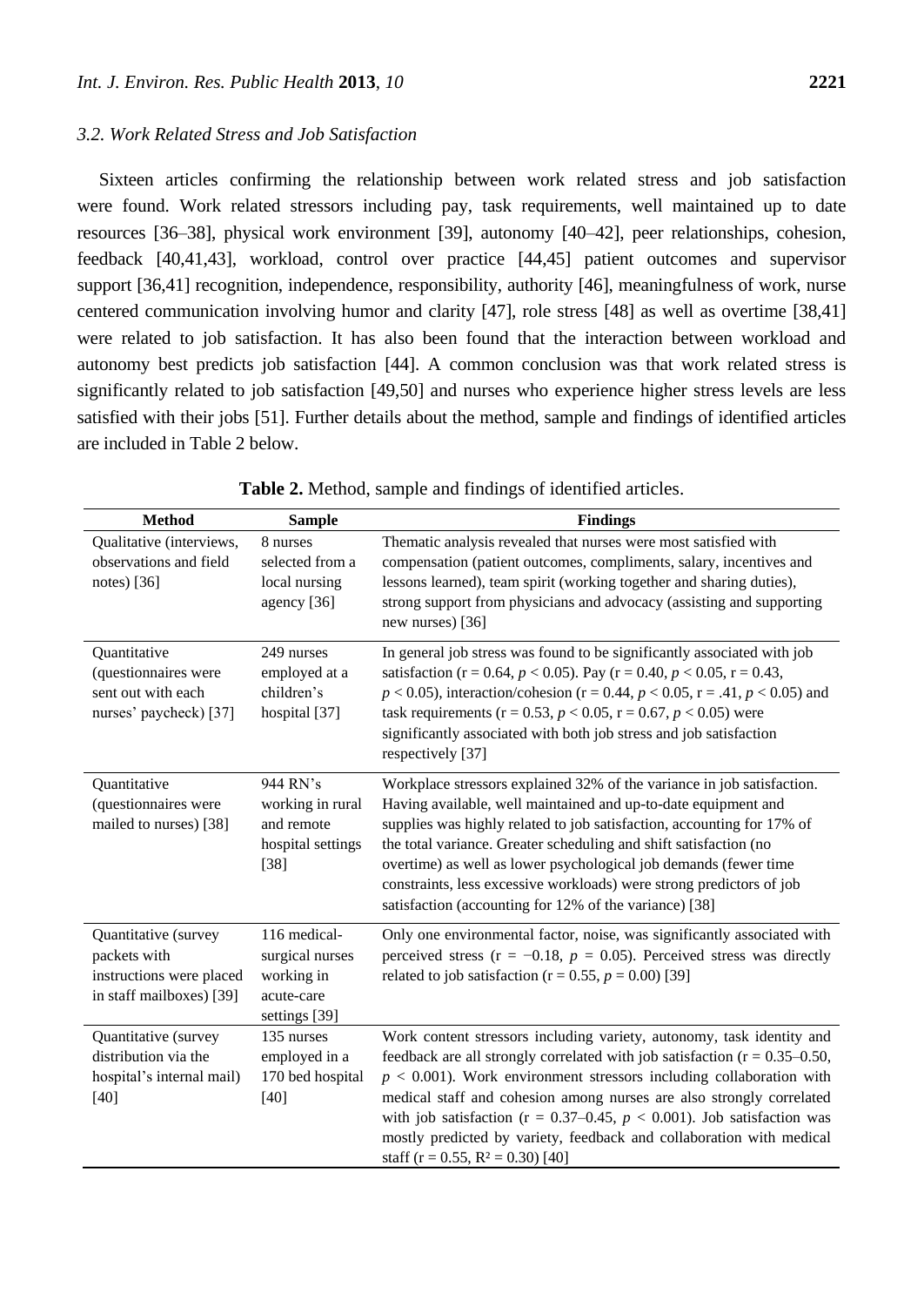### 3.2. Work Related Stress and Job Satisfaction

Sixteen articles confirming the relationship between work related stress and job satisfaction were found. Work related stressors including pay, task requirements, well maintained up to date resources [36–38], physical work environment [39], autonomy [40–42], peer relationships, cohesion, feedback [40,41,43], workload, control over practice [44,45] patient outcomes and supervisor support [36,41] recognition, independence, responsibility, authority [46], meaningfulness of work, nurse centered communication involving humor and clarity [47], role stress [48] as well as overtime [38,41] were related to job satisfaction. It has also been found that the interaction between workload and autonomy best predicts job satisfaction [44]. A common conclusion was that work related stress is significantly related to job satisfaction [49,50] and nurses who experience higher stress levels are less satisfied with their jobs [51]. Further details about the method, sample and findings of identified articles are included in Table 2 below.

**Table 2.** Method, sample and findings of identified articles.

| Method | Sample | Findings |
| --- | --- | --- |
| Qualitative (interviews, observations and field notes) [36] | 8 nurses selected from a local nursing agency [36] | Thematic analysis revealed that nurses were most satisfied with compensation (patient outcomes, compliments, salary, incentives and lessons learned), team spirit (working together and sharing duties), strong support from physicians and advocacy (assisting and supporting new nurses) [36] |
| Quantitative (questionnaires were sent out with each nurses' paycheck) [37] | 249 nurses employed at a children's hospital [37] | In general job stress was found to be significantly associated with job satisfaction ($r = 0.64$, $p < 0.05$). Pay ($r = 0.40$, $p < 0.05$, $r = 0.43$, $p < 0.05$), interaction/cohesion ($r = 0.44$, $p < 0.05$, $r = .41$, $p < 0.05$) and task requirements ($r = 0.53$, $p < 0.05$, $r = 0.67$, $p < 0.05$) were significantly associated with both job stress and job satisfaction respectively [37] |
| Quantitative (questionnaires were mailed to nurses) [38] | 944 RN's working in rural and remote hospital settings [38] | Workplace stressors explained 32% of the variance in job satisfaction. Having available, well maintained and up-to-date equipment and supplies was highly related to job satisfaction, accounting for 17% of the total variance. Greater scheduling and shift satisfaction (no overtime) as well as lower psychological job demands (fewer time constraints, less excessive workloads) were strong predictors of job satisfaction (accounting for 12% of the variance) [38] |
| Quantitative (survey packets with instructions were placed in staff mailboxes) [39] | 116 medical-surgical nurses working in acute-care settings [39] | Only one environmental factor, noise, was significantly associated with perceived stress ($r = -0.18$, $p = 0.05$). Perceived stress was directly related to job satisfaction ($r = 0.55$, $p = 0.00$) [39] |
| Quantitative (survey distribution via the hospital's internal mail) [40] | 135 nurses employed in a 170 bed hospital [40] | Work content stressors including variety, autonomy, task identity and feedback are all strongly correlated with job satisfaction ($r = 0.35$–$0.50$, $p < 0.001$). Work environment stressors including collaboration with medical staff and cohesion among nurses are also strongly correlated with job satisfaction ($r = 0.37$–$0.45$, $p < 0.001$). Job satisfaction was mostly predicted by variety, feedback and collaboration with medical staff ($r = 0.55$, $R^2 = 0.30$) [40] |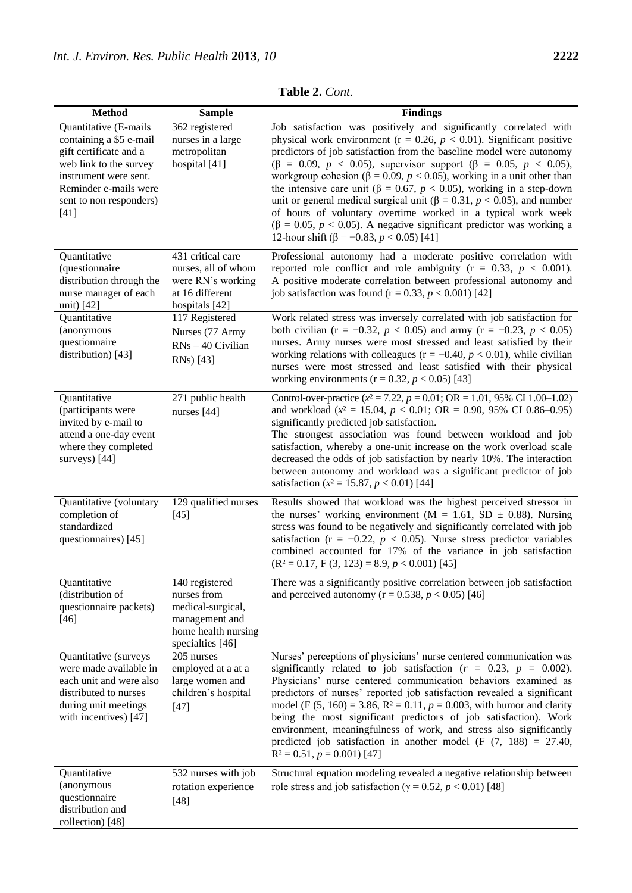**Table 2.** *Cont.*

| Method | Sample | Findings |
| --- | --- | --- |
| Quantitative (E-mails containing a $5 e-mail gift certificate and a web link to the survey instrument were sent. Reminder e-mails were sent to non responders) [41] | 362 registered nurses in a large metropolitan hospital [41] | Job satisfaction was positively and significantly correlated with physical work environment ($r = 0.26$, $p < 0.01$). Significant positive predictors of job satisfaction from the baseline model were autonomy ($\beta = 0.09$, $p < 0.05$), supervisor support ($\beta = 0.05$, $p < 0.05$), workgroup cohesion ($\beta = 0.09$, $p < 0.05$), working in a unit other than the intensive care unit ($\beta = 0.67$, $p < 0.05$), working in a step-down unit or general medical surgical unit ($\beta = 0.31$, $p < 0.05$), and number of hours of voluntary overtime worked in a typical work week ($\beta = 0.05$, $p < 0.05$). A negative significant predictor was working a 12-hour shift ($\beta = -0.83$, $p < 0.05$) [41] |
| Quantitative (questionnaire distribution through the nurse manager of each unit) [42] | 431 critical care nurses, all of whom were RN's working at 16 different hospitals [42] | Professional autonomy had a moderate positive correlation with reported role conflict and role ambiguity ($r = 0.33$, $p < 0.001$). A positive moderate correlation between professional autonomy and job satisfaction was found ($r = 0.33$, $p < 0.001$) [42] |
| Quantitative (anonymous questionnaire distribution) [43] | 117 Registered Nurses (77 Army RNs – 40 Civilian RNs) [43] | Work related stress was inversely correlated with job satisfaction for both civilian ($r = -0.32$, $p < 0.05$) and army ($r = -0.23$, $p < 0.05$) nurses. Army nurses were most stressed and least satisfied by their working relations with colleagues ($r = -0.40$, $p < 0.01$), while civilian nurses were most stressed and least satisfied with their physical working environments ($r = 0.32$, $p < 0.05$) [43] |
| Quantitative (participants were invited by e-mail to attend a one-day event where they completed surveys) [44] | 271 public health nurses [44] | Control-over-practice ($x^2 = 7.22$, $p = 0.01$; OR = 1.01, 95% CI 1.00–1.02) and workload ($x^2 = 15.04$, $p < 0.01$; OR = 0.90, 95% CI 0.86–0.95) significantly predicted job satisfaction. The strongest association was found between workload and job satisfaction, whereby a one-unit increase on the work overload scale decreased the odds of job satisfaction by nearly 10%. The interaction between autonomy and workload was a significant predictor of job satisfaction ($x^2 = 15.87$, $p < 0.01$) [44] |
| Quantitative (voluntary completion of standardized questionnaires) [45] | 129 qualified nurses [45] | Results showed that workload was the highest perceived stressor in the nurses' working environment (M = 1.61, SD ± 0.88). Nursing stress was found to be negatively and significantly correlated with job satisfaction ($r = -0.22$, $p < 0.05$). Nurse stress predictor variables combined accounted for 17% of the variance in job satisfaction ($R^2 = 0.17$, $F(3, 123) = 8.9$, $p < 0.001$) [45] |
| Quantitative (distribution of questionnaire packets) [46] | 140 registered nurses from medical-surgical, management and home health nursing specialties [46] | There was a significantly positive correlation between job satisfaction and perceived autonomy ($r = 0.538$, $p < 0.05$) [46] |
| Quantitative (surveys were made available in each unit and were also distributed to nurses during unit meetings with incentives) [47] | 205 nurses employed at a at a large women and children's hospital [47] | Nurses' perceptions of physicians' nurse centered communication was significantly related to job satisfaction ($r = 0.23$, $p = 0.002$). Physicians' nurse centered communication behaviors examined as predictors of nurses' reported job satisfaction revealed a significant model ($F(5, 160) = 3.86$, $R^2 = 0.11$, $p = 0.003$, with humor and clarity being the most significant predictors of job satisfaction). Work environment, meaningfulness of work, and stress also significantly predicted job satisfaction in another model ($F(7, 188) = 27.40$, $R^2 = 0.51$, $p = 0.001$) [47] |
| Quantitative (anonymous questionnaire distribution and collection) [48] | 532 nurses with job rotation experience [48] | Structural equation modeling revealed a negative relationship between role stress and job satisfaction ($\gamma = 0.52$, $p < 0.01$) [48] |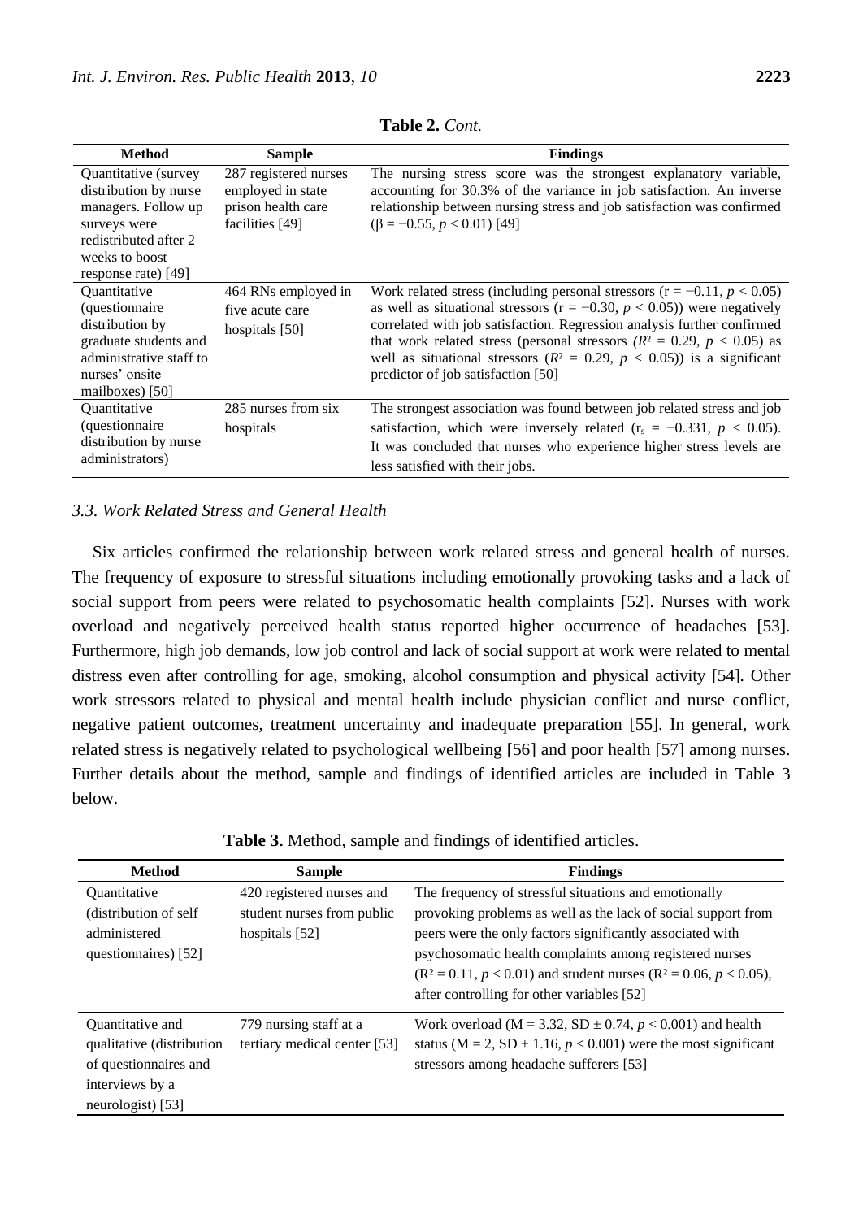**Table 2.** *Cont.*

| Method | Sample | Findings |
|---|---|---|
| Quantitative (survey distribution by nurse managers. Follow up surveys were redistributed after 2 weeks to boost response rate) [49] | 287 registered nurses employed in state prison health care facilities [49] | The nursing stress score was the strongest explanatory variable, accounting for 30.3% of the variance in job satisfaction. An inverse relationship between nursing stress and job satisfaction was confirmed ($\beta = -0.55$, $p < 0.01$) [49] |
| Quantitative (questionnaire distribution by graduate students and administrative staff to nurses' onsite mailboxes) [50] | 464 RNs employed in five acute care hospitals [50] | Work related stress (including personal stressors ($r = -0.11$, $p < 0.05$) as well as situational stressors ($r = -0.30$, $p < 0.05$)) were negatively correlated with job satisfaction. Regression analysis further confirmed that work related stress (personal stressors ($R^2 = 0.29$, $p < 0.05$) as well as situational stressors ($R^2 = 0.29$, $p < 0.05$)) is a significant predictor of job satisfaction [50] |
| Quantitative (questionnaire distribution by nurse administrators) | 285 nurses from six hospitals | The strongest association was found between job related stress and job satisfaction, which were inversely related ($r_s = -0.331$, $p < 0.05$). It was concluded that nurses who experience higher stress levels are less satisfied with their jobs. |

### *3.3. Work Related Stress and General Health*

Six articles confirmed the relationship between work related stress and general health of nurses. The frequency of exposure to stressful situations including emotionally provoking tasks and a lack of social support from peers were related to psychosomatic health complaints [52]. Nurses with work overload and negatively perceived health status reported higher occurrence of headaches [53]. Furthermore, high job demands, low job control and lack of social support at work were related to mental distress even after controlling for age, smoking, alcohol consumption and physical activity [54]. Other work stressors related to physical and mental health include physician conflict and nurse conflict, negative patient outcomes, treatment uncertainty and inadequate preparation [55]. In general, work related stress is negatively related to psychological wellbeing [56] and poor health [57] among nurses. Further details about the method, sample and findings of identified articles are included in Table 3 below.

**Table 3.** Method, sample and findings of identified articles.

| Method | Sample | Findings |
|---|---|---|
| Quantitative (distribution of self administered questionnaires) [52] | 420 registered nurses and student nurses from public hospitals [52] | The frequency of stressful situations and emotionally provoking problems as well as the lack of social support from peers were the only factors significantly associated with psychosomatic health complaints among registered nurses ($R^2 = 0.11$, $p < 0.01$) and student nurses ($R^2 = 0.06$, $p < 0.05$), after controlling for other variables [52] |
| Quantitative and qualitative (distribution of questionnaires and interviews by a neurologist) [53] | 779 nursing staff at a tertiary medical center [53] | Work overload ($M = 3.32$, $SD \pm 0.74$, $p < 0.001$) and health status ($M = 2$, $SD \pm 1.16$, $p < 0.001$) were the most significant stressors among headache sufferers [53] |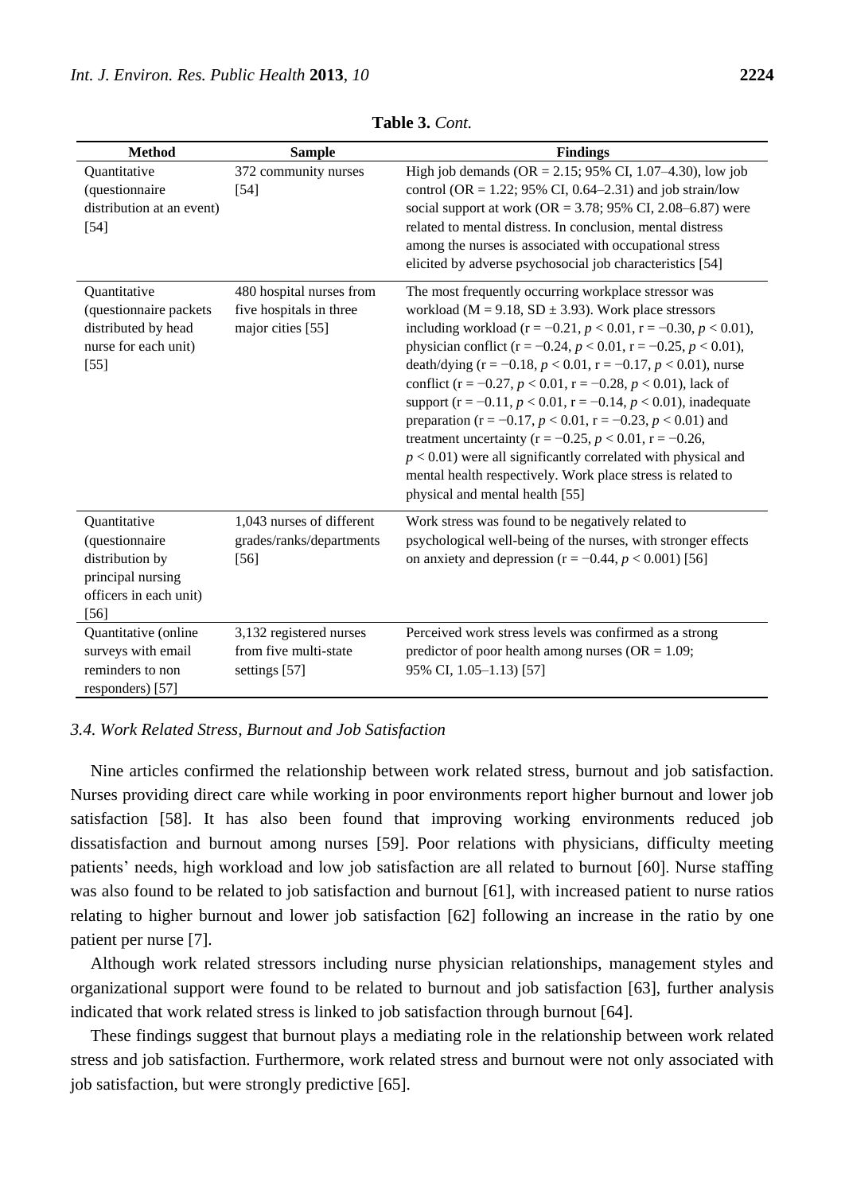**Table 3.** *Cont.*

| Method | Sample | Findings |
|---|---|---|
| Quantitative (questionnaire distribution at an event) [54] | 372 community nurses [54] | High job demands (OR = 2.15; 95% CI, 1.07–4.30), low job control (OR = 1.22; 95% CI, 0.64–2.31) and job strain/low social support at work (OR = 3.78; 95% CI, 2.08–6.87) were related to mental distress. In conclusion, mental distress among the nurses is associated with occupational stress elicited by adverse psychosocial job characteristics [54] |
| Quantitative (questionnaire packets distributed by head nurse for each unit) [55] | 480 hospital nurses from five hospitals in three major cities [55] | The most frequently occurring workplace stressor was workload (M = 9.18, SD ± 3.93). Work place stressors including workload (r = −0.21, $p < 0.01$, r = −0.30, $p < 0.01$), physician conflict (r = −0.24, $p < 0.01$, r = −0.25, $p < 0.01$), death/dying (r = −0.18, $p < 0.01$, r = −0.17, $p < 0.01$), nurse conflict (r = −0.27, $p < 0.01$, r = −0.28, $p < 0.01$), lack of support (r = −0.11, $p < 0.01$, r = −0.14, $p < 0.01$), inadequate preparation (r = −0.17, $p < 0.01$, r = −0.23, $p < 0.01$) and treatment uncertainty (r = −0.25, $p < 0.01$, r = −0.26, $p < 0.01$) were all significantly correlated with physical and mental health respectively. Work place stress is related to physical and mental health [55] |
| Quantitative (questionnaire distribution by principal nursing officers in each unit) [56] | 1,043 nurses of different grades/ranks/departments [56] | Work stress was found to be negatively related to psychological well-being of the nurses, with stronger effects on anxiety and depression (r = −0.44, $p < 0.001$) [56] |
| Quantitative (online surveys with email reminders to non responders) [57] | 3,132 registered nurses from five multi-state settings [57] | Perceived work stress levels was confirmed as a strong predictor of poor health among nurses (OR = 1.09; 95% CI, 1.05–1.13) [57] |

### *3.4. Work Related Stress, Burnout and Job Satisfaction*

Nine articles confirmed the relationship between work related stress, burnout and job satisfaction. Nurses providing direct care while working in poor environments report higher burnout and lower job satisfaction [58]. It has also been found that improving working environments reduced job dissatisfaction and burnout among nurses [59]. Poor relations with physicians, difficulty meeting patients' needs, high workload and low job satisfaction are all related to burnout [60]. Nurse staffing was also found to be related to job satisfaction and burnout [61], with increased patient to nurse ratios relating to higher burnout and lower job satisfaction [62] following an increase in the ratio by one patient per nurse [7].

Although work related stressors including nurse physician relationships, management styles and organizational support were found to be related to burnout and job satisfaction [63], further analysis indicated that work related stress is linked to job satisfaction through burnout [64].

These findings suggest that burnout plays a mediating role in the relationship between work related stress and job satisfaction. Furthermore, work related stress and burnout were not only associated with job satisfaction, but were strongly predictive [65].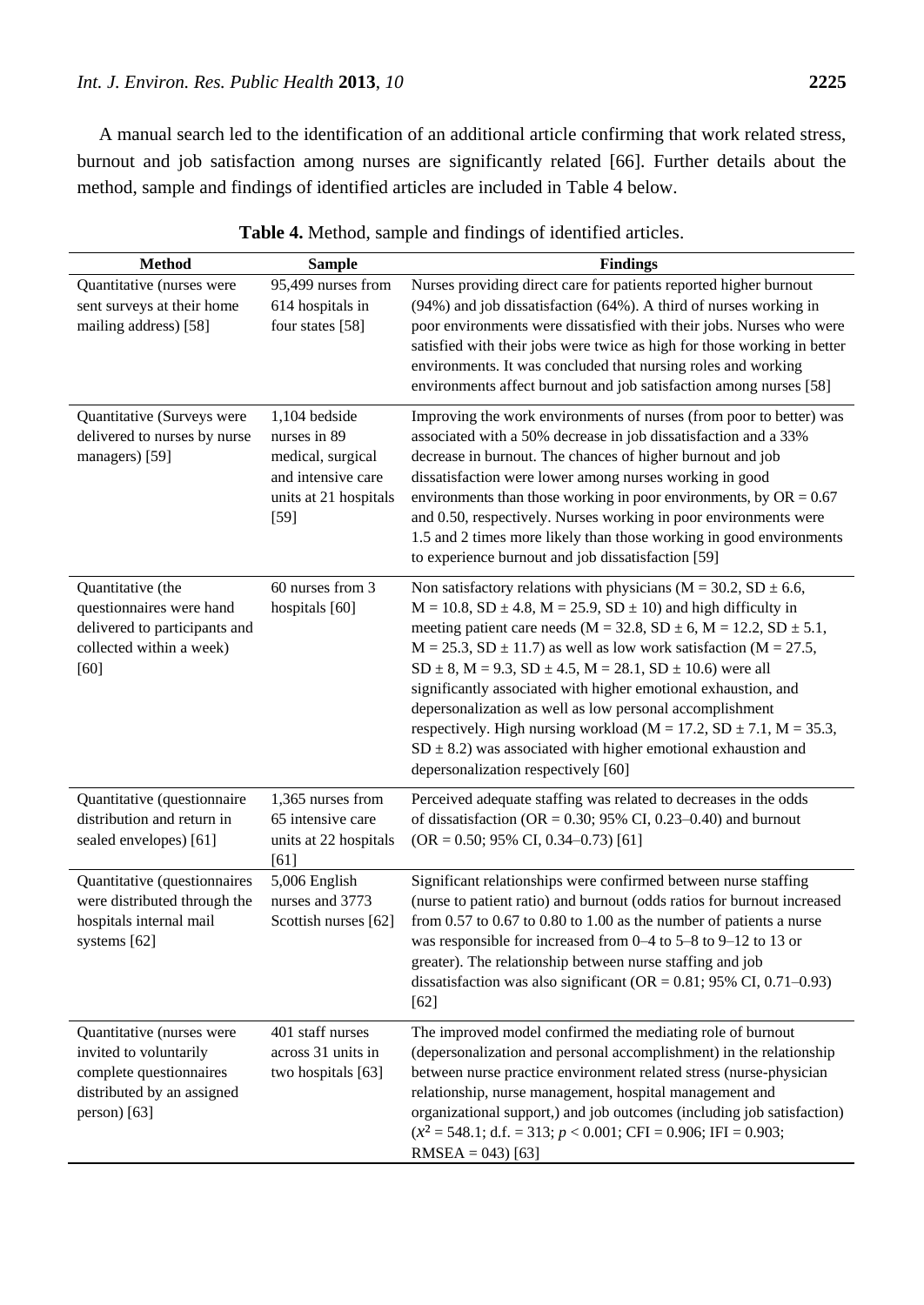A manual search led to the identification of an additional article confirming that work related stress, burnout and job satisfaction among nurses are significantly related [66]. Further details about the method, sample and findings of identified articles are included in Table 4 below.

**Table 4.** Method, sample and findings of identified articles.

| Method | Sample | Findings |
|---|---|---|
| Quantitative (nurses were sent surveys at their home mailing address) [58] | 95,499 nurses from 614 hospitals in four states [58] | Nurses providing direct care for patients reported higher burnout (94%) and job dissatisfaction (64%). A third of nurses working in poor environments were dissatisfied with their jobs. Nurses who were satisfied with their jobs were twice as high for those working in better environments. It was concluded that nursing roles and working environments affect burnout and job satisfaction among nurses [58] |
| Quantitative (Surveys were delivered to nurses by nurse managers) [59] | 1,104 bedside nurses in 89 medical, surgical and intensive care units at 21 hospitals [59] | Improving the work environments of nurses (from poor to better) was associated with a 50% decrease in job dissatisfaction and a 33% decrease in burnout. The chances of higher burnout and job dissatisfaction were lower among nurses working in good environments than those working in poor environments, by OR = 0.67 and 0.50, respectively. Nurses working in poor environments were 1.5 and 2 times more likely than those working in good environments to experience burnout and job dissatisfaction [59] |
| Quantitative (the questionnaires were hand delivered to participants and collected within a week) [60] | 60 nurses from 3 hospitals [60] | Non satisfactory relations with physicians (M = 30.2, SD ± 6.6, M = 10.8, SD ± 4.8, M = 25.9, SD ± 10) and high difficulty in meeting patient care needs (M = 32.8, SD ± 6, M = 12.2, SD ± 5.1, M = 25.3, SD ± 11.7) as well as low work satisfaction (M = 27.5, SD ± 8, M = 9.3, SD ± 4.5, M = 28.1, SD ± 10.6) were all significantly associated with higher emotional exhaustion, and depersonalization as well as low personal accomplishment respectively. High nursing workload (M = 17.2, SD ± 7.1, M = 35.3, SD ± 8.2) was associated with higher emotional exhaustion and depersonalization respectively [60] |
| Quantitative (questionnaire distribution and return in sealed envelopes) [61] | 1,365 nurses from 65 intensive care units at 22 hospitals [61] | Perceived adequate staffing was related to decreases in the odds of dissatisfaction (OR = 0.30; 95% CI, 0.23–0.40) and burnout (OR = 0.50; 95% CI, 0.34–0.73) [61] |
| Quantitative (questionnaires were distributed through the hospitals internal mail systems [62] | 5,006 English nurses and 3773 Scottish nurses [62] | Significant relationships were confirmed between nurse staffing (nurse to patient ratio) and burnout (odds ratios for burnout increased from 0.57 to 0.67 to 0.80 to 1.00 as the number of patients a nurse was responsible for increased from 0–4 to 5–8 to 9–12 to 13 or greater). The relationship between nurse staffing and job dissatisfaction was also significant (OR = 0.81; 95% CI, 0.71–0.93) [62] |
| Quantitative (nurses were invited to voluntarily complete questionnaires distributed by an assigned person) [63] | 401 staff nurses across 31 units in two hospitals [63] | The improved model confirmed the mediating role of burnout (depersonalization and personal accomplishment) in the relationship between nurse practice environment related stress (nurse-physician relationship, nurse management, hospital management and organizational support,) and job outcomes (including job satisfaction) ($x^2$ = 548.1; d.f. = 313; $p < 0.001$; CFI = 0.906; IFI = 0.903; RMSEA = 043) [63] |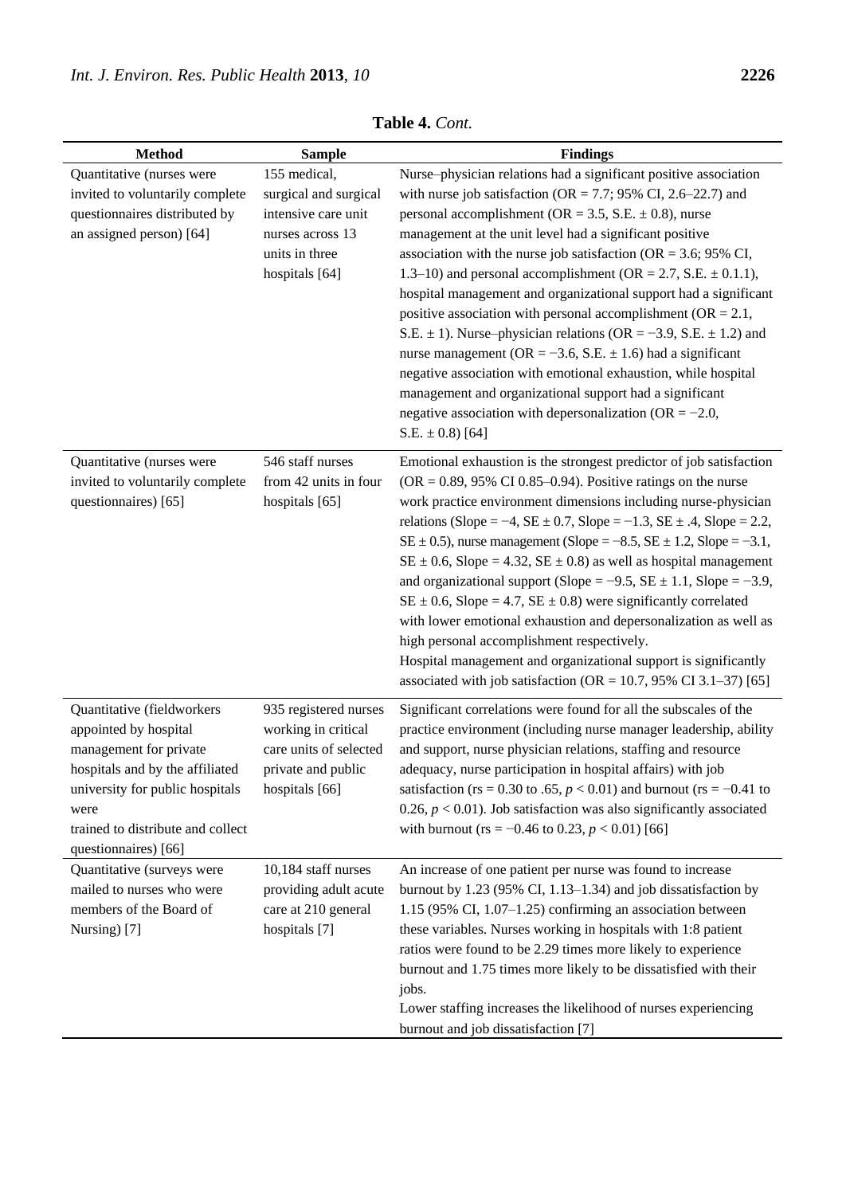**Table 4.** *Cont.*

| Method | Sample | Findings |
|---|---|---|
| Quantitative (nurses were invited to voluntarily complete questionnaires distributed by an assigned person) [64] | 155 medical, surgical and surgical intensive care unit nurses across 13 units in three hospitals [64] | Nurse–physician relations had a significant positive association with nurse job satisfaction (OR = 7.7; 95% CI, 2.6–22.7) and personal accomplishment (OR = 3.5, S.E. ± 0.8), nurse management at the unit level had a significant positive association with the nurse job satisfaction (OR = 3.6; 95% CI, 1.3–10) and personal accomplishment (OR = 2.7, S.E. ± 0.1.1), hospital management and organizational support had a significant positive association with personal accomplishment (OR = 2.1, S.E. ± 1). Nurse–physician relations (OR = −3.9, S.E. ± 1.2) and nurse management (OR = −3.6, S.E. ± 1.6) had a significant negative association with emotional exhaustion, while hospital management and organizational support had a significant negative association with depersonalization (OR = −2.0, S.E. ± 0.8) [64] |
| Quantitative (nurses were invited to voluntarily complete questionnaires) [65] | 546 staff nurses from 42 units in four hospitals [65] | Emotional exhaustion is the strongest predictor of job satisfaction (OR = 0.89, 95% CI 0.85–0.94). Positive ratings on the nurse work practice environment dimensions including nurse-physician relations (Slope = −4, SE ± 0.7, Slope = −1.3, SE ± .4, Slope = 2.2, SE ± 0.5), nurse management (Slope = −8.5, SE ± 1.2, Slope = −3.1, SE ± 0.6, Slope = 4.32, SE ± 0.8) as well as hospital management and organizational support (Slope = −9.5, SE ± 1.1, Slope = −3.9, SE ± 0.6, Slope = 4.7, SE ± 0.8) were significantly correlated with lower emotional exhaustion and depersonalization as well as high personal accomplishment respectively. Hospital management and organizational support is significantly associated with job satisfaction (OR = 10.7, 95% CI 3.1–37) [65] |
| Quantitative (fieldworkers appointed by hospital management for private hospitals and by the affiliated university for public hospitals were trained to distribute and collect questionnaires) [66] | 935 registered nurses working in critical care units of selected private and public hospitals [66] | Significant correlations were found for all the subscales of the practice environment (including nurse manager leadership, ability and support, nurse physician relations, staffing and resource adequacy, nurse participation in hospital affairs) with job satisfaction (rs = 0.30 to .65, $p < 0.01$) and burnout (rs = −0.41 to 0.26, $p < 0.01$). Job satisfaction was also significantly associated with burnout (rs = −0.46 to 0.23, $p < 0.01$) [66] |
| Quantitative (surveys were mailed to nurses who were members of the Board of Nursing) [7] | 10,184 staff nurses providing adult acute care at 210 general hospitals [7] | An increase of one patient per nurse was found to increase burnout by 1.23 (95% CI, 1.13–1.34) and job dissatisfaction by 1.15 (95% CI, 1.07–1.25) confirming an association between these variables. Nurses working in hospitals with 1:8 patient ratios were found to be 2.29 times more likely to experience burnout and 1.75 times more likely to be dissatisfied with their jobs. Lower staffing increases the likelihood of nurses experiencing burnout and job dissatisfaction [7] |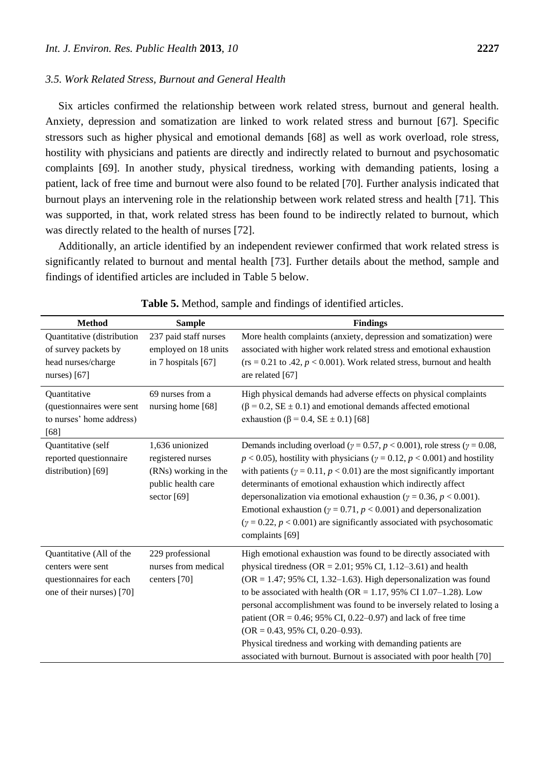### 3.5. Work Related Stress, Burnout and General Health

Six articles confirmed the relationship between work related stress, burnout and general health. Anxiety, depression and somatization are linked to work related stress and burnout [67]. Specific stressors such as higher physical and emotional demands [68] as well as work overload, role stress, hostility with physicians and patients are directly and indirectly related to burnout and psychosomatic complaints [69]. In another study, physical tiredness, working with demanding patients, losing a patient, lack of free time and burnout were also found to be related [70]. Further analysis indicated that burnout plays an intervening role in the relationship between work related stress and health [71]. This was supported, in that, work related stress has been found to be indirectly related to burnout, which was directly related to the health of nurses [72].

Additionally, an article identified by an independent reviewer confirmed that work related stress is significantly related to burnout and mental health [73]. Further details about the method, sample and findings of identified articles are included in Table 5 below.

**Table 5.** Method, sample and findings of identified articles.

| Method | Sample | Findings |
| --- | --- | --- |
| Quantitative (distribution of survey packets by head nurses/charge nurses) [67] | 237 paid staff nurses employed on 18 units in 7 hospitals [67] | More health complaints (anxiety, depression and somatization) were associated with higher work related stress and emotional exhaustion ($rs = 0.21$ to $.42$, $p < 0.001$). Work related stress, burnout and health are related [67] |
| Quantitative (questionnaires were sent to nurses' home address) [68] | 69 nurses from a nursing home [68] | High physical demands had adverse effects on physical complaints ($\beta = 0.2$, $SE \pm 0.1$) and emotional demands affected emotional exhaustion ($\beta = 0.4$, $SE \pm 0.1$) [68] |
| Quantitative (self reported questionnaire distribution) [69] | 1,636 unionized registered nurses (RNs) working in the public health care sector [69] | Demands including overload ($\gamma = 0.57$, $p < 0.001$), role stress ($\gamma = 0.08$, $p < 0.05$), hostility with physicians ($\gamma = 0.12$, $p < 0.001$) and hostility with patients ($\gamma = 0.11$, $p < 0.01$) are the most significantly important determinants of emotional exhaustion which indirectly affect depersonalization via emotional exhaustion ($\gamma = 0.36$, $p < 0.001$). Emotional exhaustion ($\gamma = 0.71$, $p < 0.001$) and depersonalization ($\gamma = 0.22$, $p < 0.001$) are significantly associated with psychosomatic complaints [69] |
| Quantitative (All of the centers were sent questionnaires for each one of their nurses) [70] | 229 professional nurses from medical centers [70] | High emotional exhaustion was found to be directly associated with physical tiredness (OR = 2.01; 95% CI, 1.12–3.61) and health (OR = 1.47; 95% CI, 1.32–1.63). High depersonalization was found to be associated with health (OR = 1.17, 95% CI 1.07–1.28). Low personal accomplishment was found to be inversely related to losing a patient (OR = 0.46; 95% CI, 0.22–0.97) and lack of free time (OR = 0.43, 95% CI, 0.20–0.93). Physical tiredness and working with demanding patients are associated with burnout. Burnout is associated with poor health [70] |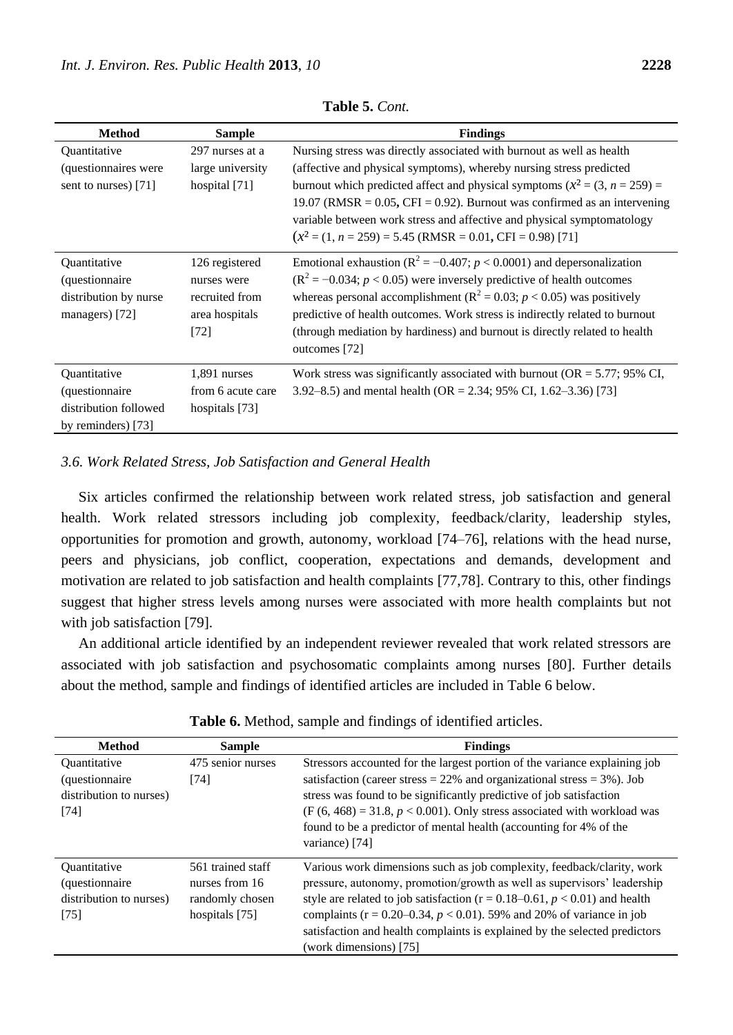**Table 5.** *Cont.*

| Method | Sample | Findings |
| --- | --- | --- |
| Quantitative (questionnaires were sent to nurses) [71] | 297 nurses at a large university hospital [71] | Nursing stress was directly associated with burnout as well as health (affective and physical symptoms), whereby nursing stress predicted burnout which predicted affect and physical symptoms ($x^2 = (3, n = 259) = 19.07$ (RMSR = 0.05, CFI = 0.92). Burnout was confirmed as an intervening variable between work stress and affective and physical symptomatology ($x^2 = (1, n = 259) = 5.45$ (RMSR = 0.01, CFI = 0.98) [71] |
| Quantitative (questionnaire distribution by nurse managers) [72] | 126 registered nurses were recruited from area hospitals [72] | Emotional exhaustion ($R^2 = -0.407$; $p < 0.0001$) and depersonalization ($R^2 = -0.034$; $p < 0.05$) were inversely predictive of health outcomes whereas personal accomplishment ($R^2 = 0.03$; $p < 0.05$) was positively predictive of health outcomes. Work stress is indirectly related to burnout (through mediation by hardiness) and burnout is directly related to health outcomes [72] |
| Quantitative (questionnaire distribution followed by reminders) [73] | 1,891 nurses from 6 acute care hospitals [73] | Work stress was significantly associated with burnout (OR = 5.77; 95% CI, 3.92–8.5) and mental health (OR = 2.34; 95% CI, 1.62–3.36) [73] |

### 3.6. Work Related Stress, Job Satisfaction and General Health

Six articles confirmed the relationship between work related stress, job satisfaction and general health. Work related stressors including job complexity, feedback/clarity, leadership styles, opportunities for promotion and growth, autonomy, workload [74–76], relations with the head nurse, peers and physicians, job conflict, cooperation, expectations and demands, development and motivation are related to job satisfaction and health complaints [77,78]. Contrary to this, other findings suggest that higher stress levels among nurses were associated with more health complaints but not with job satisfaction [79].

An additional article identified by an independent reviewer revealed that work related stressors are associated with job satisfaction and psychosomatic complaints among nurses [80]. Further details about the method, sample and findings of identified articles are included in Table 6 below.

**Table 6.** Method, sample and findings of identified articles.

| Method | Sample | Findings |
| --- | --- | --- |
| Quantitative (questionnaire distribution to nurses) [74] | 475 senior nurses [74] | Stressors accounted for the largest portion of the variance explaining job satisfaction (career stress = 22% and organizational stress = 3%). Job stress was found to be significantly predictive of job satisfaction ($F(6, 468) = 31.8$, $p < 0.001$). Only stress associated with workload was found to be a predictor of mental health (accounting for 4% of the variance) [74] |
| Quantitative (questionnaire distribution to nurses) [75] | 561 trained staff nurses from 16 randomly chosen hospitals [75] | Various work dimensions such as job complexity, feedback/clarity, work pressure, autonomy, promotion/growth as well as supervisors' leadership style are related to job satisfaction ($r = 0.18$–$0.61$, $p < 0.01$) and health complaints ($r = 0.20$–$0.34$, $p < 0.01$). 59% and 20% of variance in job satisfaction and health complaints is explained by the selected predictors (work dimensions) [75] |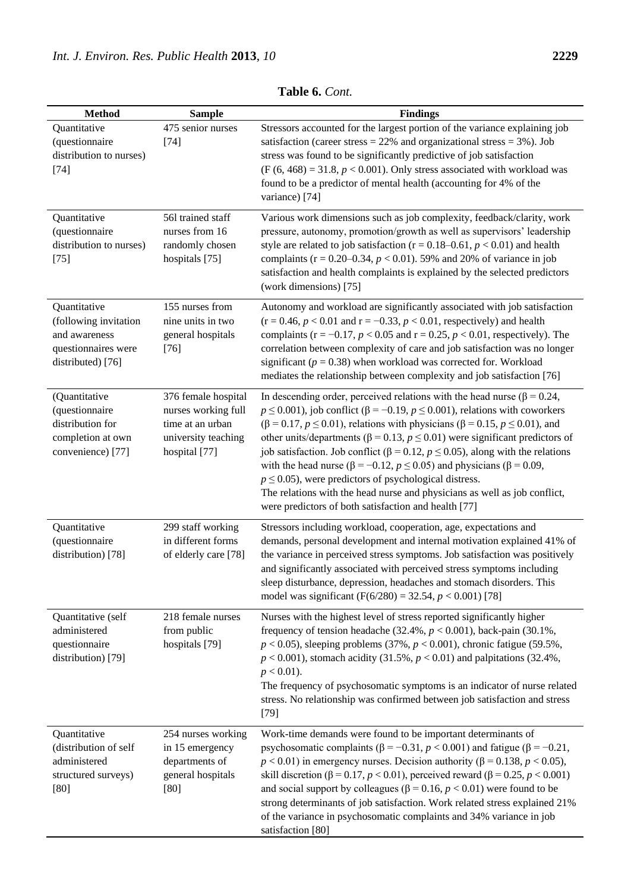**Table 6.** *Cont.*

| Method | Sample | Findings |
| --- | --- | --- |
| Quantitative (questionnaire distribution to nurses) [74] | 475 senior nurses [74] | Stressors accounted for the largest portion of the variance explaining job satisfaction (career stress = 22% and organizational stress = 3%). Job stress was found to be significantly predictive of job satisfaction ($F (6, 468) = 31.8$, $p < 0.001$). Only stress associated with workload was found to be a predictor of mental health (accounting for 4% of the variance) [74] |
| Quantitative (questionnaire distribution to nurses) [75] | 56l trained staff nurses from 16 randomly chosen hospitals [75] | Various work dimensions such as job complexity, feedback/clarity, work pressure, autonomy, promotion/growth as well as supervisors' leadership style are related to job satisfaction ($r = 0.18$–$0.61$, $p < 0.01$) and health complaints ($r = 0.20$–$0.34$, $p < 0.01$). 59% and 20% of variance in job satisfaction and health complaints is explained by the selected predictors (work dimensions) [75] |
| Quantitative (following invitation and awareness questionnaires were distributed) [76] | 155 nurses from nine units in two general hospitals [76] | Autonomy and workload are significantly associated with job satisfaction ($r = 0.46$, $p < 0.01$ and $r = -0.33$, $p < 0.01$, respectively) and health complaints ($r = -0.17$, $p < 0.05$ and $r = 0.25$, $p < 0.01$, respectively). The correlation between complexity of care and job satisfaction was no longer significant ($p = 0.38$) when workload was corrected for. Workload mediates the relationship between complexity and job satisfaction [76] |
| (Quantitative (questionnaire distribution for completion at own convenience) [77] | 376 female hospital nurses working full time at an urban university teaching hospital [77] | In descending order, perceived relations with the head nurse ($\beta = 0.24$, $p \leq 0.001$), job conflict ($\beta = -0.19$, $p \leq 0.001$), relations with coworkers ($\beta = 0.17$, $p \leq 0.01$), relations with physicians ($\beta = 0.15$, $p \leq 0.01$), and other units/departments ($\beta = 0.13$, $p \leq 0.01$) were significant predictors of job satisfaction. Job conflict ($\beta = 0.12$, $p \leq 0.05$), along with the relations with the head nurse ($\beta = -0.12$, $p \leq 0.05$) and physicians ($\beta = 0.09$, $p \leq 0.05$), were predictors of psychological distress. The relations with the head nurse and physicians as well as job conflict, were predictors of both satisfaction and health [77] |
| Quantitative (questionnaire distribution) [78] | 299 staff working in different forms of elderly care [78] | Stressors including workload, cooperation, age, expectations and demands, personal development and internal motivation explained 41% of the variance in perceived stress symptoms. Job satisfaction was positively and significantly associated with perceived stress symptoms including sleep disturbance, depression, headaches and stomach disorders. This model was significant ($F(6/280) = 32.54$, $p < 0.001$) [78] |
| Quantitative (self administered questionnaire distribution) [79] | 218 female nurses from public hospitals [79] | Nurses with the highest level of stress reported significantly higher frequency of tension headache (32.4%, $p < 0.001$), back-pain (30.1%, $p < 0.05$), sleeping problems (37%, $p < 0.001$), chronic fatigue (59.5%, $p < 0.001$), stomach acidity (31.5%, $p < 0.01$) and palpitations (32.4%, $p < 0.01$). The frequency of psychosomatic symptoms is an indicator of nurse related stress. No relationship was confirmed between job satisfaction and stress [79] |
| Quantitative (distribution of self administered structured surveys) [80] | 254 nurses working in 15 emergency departments of general hospitals [80] | Work-time demands were found to be important determinants of psychosomatic complaints ($\beta = -0.31$, $p < 0.001$) and fatigue ($\beta = -0.21$, $p < 0.01$) in emergency nurses. Decision authority ($\beta = 0.138$, $p < 0.05$), skill discretion ($\beta = 0.17$, $p < 0.01$), perceived reward ($\beta = 0.25$, $p < 0.001$) and social support by colleagues ($\beta = 0.16$, $p < 0.01$) were found to be strong determinants of job satisfaction. Work related stress explained 21% of the variance in psychosomatic complaints and 34% variance in job satisfaction [80] |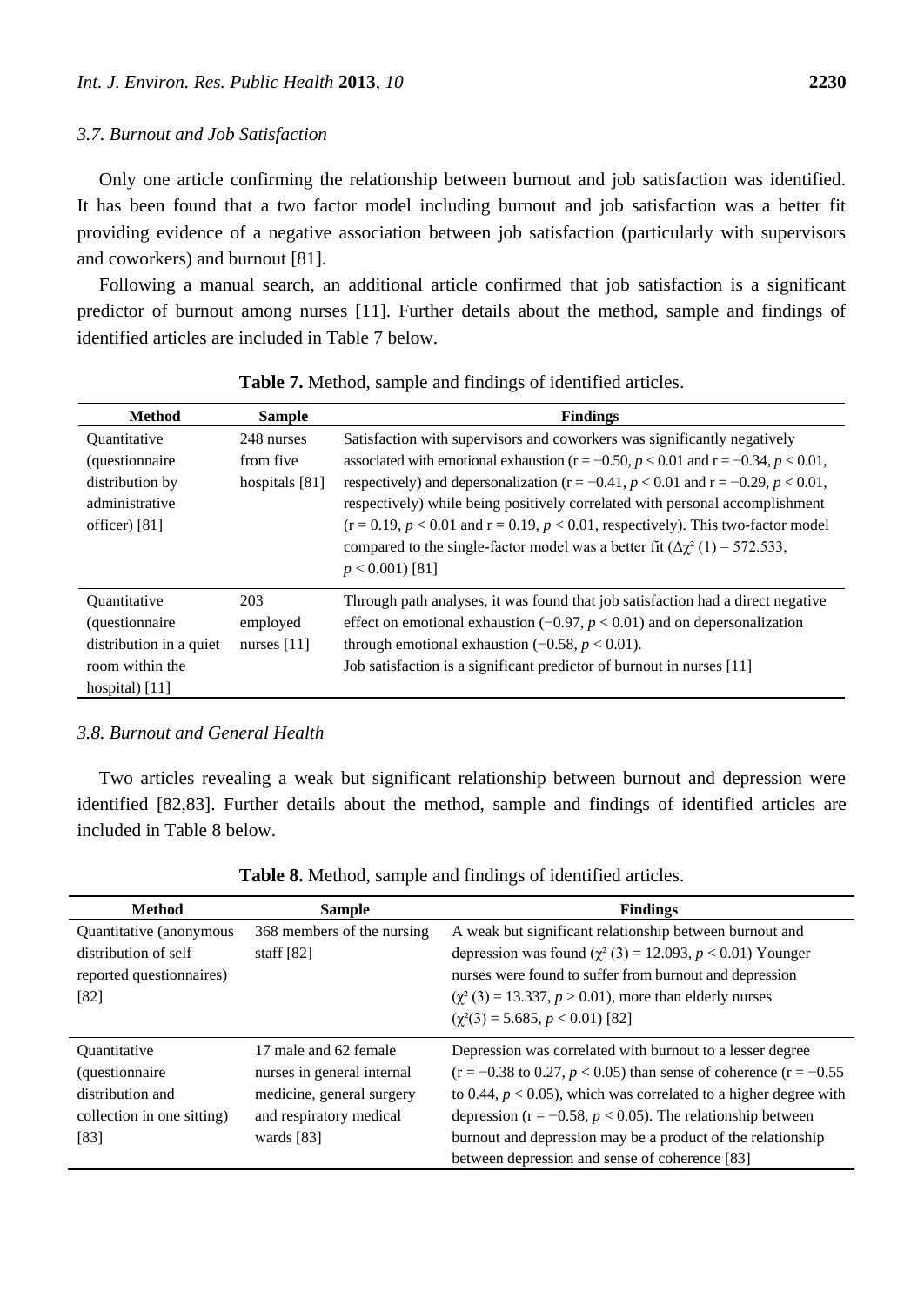### 3.7. Burnout and Job Satisfaction

Only one article confirming the relationship between burnout and job satisfaction was identified. It has been found that a two factor model including burnout and job satisfaction was a better fit providing evidence of a negative association between job satisfaction (particularly with supervisors and coworkers) and burnout [81].

Following a manual search, an additional article confirmed that job satisfaction is a significant predictor of burnout among nurses [11]. Further details about the method, sample and findings of identified articles are included in Table 7 below.

**Table 7.** Method, sample and findings of identified articles.

| Method | Sample | Findings |
|---|---|---|
| Quantitative (questionnaire distribution by administrative officer) [81] | 248 nurses from five hospitals [81] | Satisfaction with supervisors and coworkers was significantly negatively associated with emotional exhaustion ($r = -0.50$, $p < 0.01$ and $r = -0.34$, $p < 0.01$, respectively) and depersonalization ($r = -0.41$, $p < 0.01$ and $r = -0.29$, $p < 0.01$, respectively) while being positively correlated with personal accomplishment ($r = 0.19$, $p < 0.01$ and $r = 0.19$, $p < 0.01$, respectively). This two-factor model compared to the single-factor model was a better fit ($\Delta\chi^2$ (1) = 572.533, $p < 0.001$) [81] |
| Quantitative (questionnaire distribution in a quiet room within the hospital) [11] | 203 employed nurses [11] | Through path analyses, it was found that job satisfaction had a direct negative effect on emotional exhaustion ($-0.97$, $p < 0.01$) and on depersonalization through emotional exhaustion ($-0.58$, $p < 0.01$). Job satisfaction is a significant predictor of burnout in nurses [11] |

### 3.8. Burnout and General Health

Two articles revealing a weak but significant relationship between burnout and depression were identified [82,83]. Further details about the method, sample and findings of identified articles are included in Table 8 below.

**Table 8.** Method, sample and findings of identified articles.

| Method | Sample | Findings |
|---|---|---|
| Quantitative (anonymous distribution of self reported questionnaires) [82] | 368 members of the nursing staff [82] | A weak but significant relationship between burnout and depression was found ($\chi^2$ (3) = 12.093, $p < 0.01$) Younger nurses were found to suffer from burnout and depression ($\chi^2$ (3) = 13.337, $p > 0.01$), more than elderly nurses ($\chi^2$(3) = 5.685, $p < 0.01$) [82] |
| Quantitative (questionnaire distribution and collection in one sitting) [83] | 17 male and 62 female nurses in general internal medicine, general surgery and respiratory medical wards [83] | Depression was correlated with burnout to a lesser degree ($r = -0.38$ to 0.27, $p < 0.05$) than sense of coherence ($r = -0.55$ to 0.44, $p < 0.05$), which was correlated to a higher degree with depression ($r = -0.58$, $p < 0.05$). The relationship between burnout and depression may be a product of the relationship between depression and sense of coherence [83] |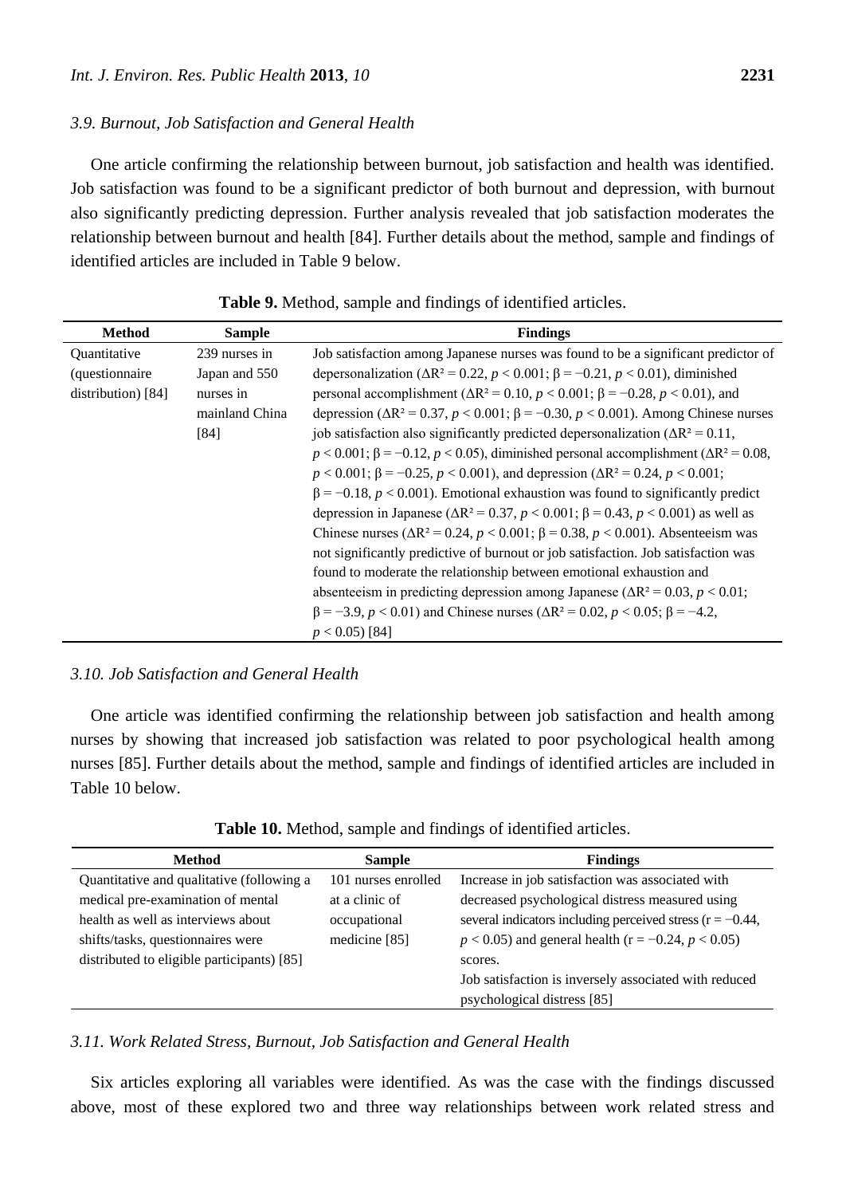### *3.9. Burnout, Job Satisfaction and General Health*

One article confirming the relationship between burnout, job satisfaction and health was identified. Job satisfaction was found to be a significant predictor of both burnout and depression, with burnout also significantly predicting depression. Further analysis revealed that job satisfaction moderates the relationship between burnout and health [84]. Further details about the method, sample and findings of identified articles are included in Table 9 below.

**Table 9.** Method, sample and findings of identified articles.

| Method | Sample | Findings |
|---|---|---|
| Quantitative (questionnaire distribution) [84] | 239 nurses in Japan and 550 nurses in mainland China [84] | Job satisfaction among Japanese nurses was found to be a significant predictor of depersonalization ($\Delta R^2 = 0.22$, $p < 0.001$; $\beta = -0.21$, $p < 0.01$), diminished personal accomplishment ($\Delta R^2 = 0.10$, $p < 0.001$; $\beta = -0.28$, $p < 0.01$), and depression ($\Delta R^2 = 0.37$, $p < 0.001$; $\beta = -0.30$, $p < 0.001$). Among Chinese nurses job satisfaction also significantly predicted depersonalization ($\Delta R^2 = 0.11$, $p < 0.001$; $\beta = -0.12$, $p < 0.05$), diminished personal accomplishment ($\Delta R^2 = 0.08$, $p < 0.001$; $\beta = -0.25$, $p < 0.001$), and depression ($\Delta R^2 = 0.24$, $p < 0.001$; $\beta = -0.18$, $p < 0.001$). Emotional exhaustion was found to significantly predict depression in Japanese ($\Delta R^2 = 0.37$, $p < 0.001$; $\beta = 0.43$, $p < 0.001$) as well as Chinese nurses ($\Delta R^2 = 0.24$, $p < 0.001$; $\beta = 0.38$, $p < 0.001$). Absenteeism was not significantly predictive of burnout or job satisfaction. Job satisfaction was found to moderate the relationship between emotional exhaustion and absenteeism in predicting depression among Japanese ($\Delta R^2 = 0.03$, $p < 0.01$; $\beta = -3.9$, $p < 0.01$) and Chinese nurses ($\Delta R^2 = 0.02$, $p < 0.05$; $\beta = -4.2$, $p < 0.05$) [84] |

### *3.10. Job Satisfaction and General Health*

One article was identified confirming the relationship between job satisfaction and health among nurses by showing that increased job satisfaction was related to poor psychological health among nurses [85]. Further details about the method, sample and findings of identified articles are included in Table 10 below.

**Table 10.** Method, sample and findings of identified articles.

| Method | Sample | Findings |
|---|---|---|
| Quantitative and qualitative (following a medical pre-examination of mental health as well as interviews about shifts/tasks, questionnaires were distributed to eligible participants) [85] | 101 nurses enrolled at a clinic of occupational medicine [85] | Increase in job satisfaction was associated with decreased psychological distress measured using several indicators including perceived stress ($r = -0.44$, $p < 0.05$) and general health ($r = -0.24$, $p < 0.05$) scores.<br>Job satisfaction is inversely associated with reduced psychological distress [85] |

### *3.11. Work Related Stress, Burnout, Job Satisfaction and General Health*

Six articles exploring all variables were identified. As was the case with the findings discussed above, most of these explored two and three way relationships between work related stress and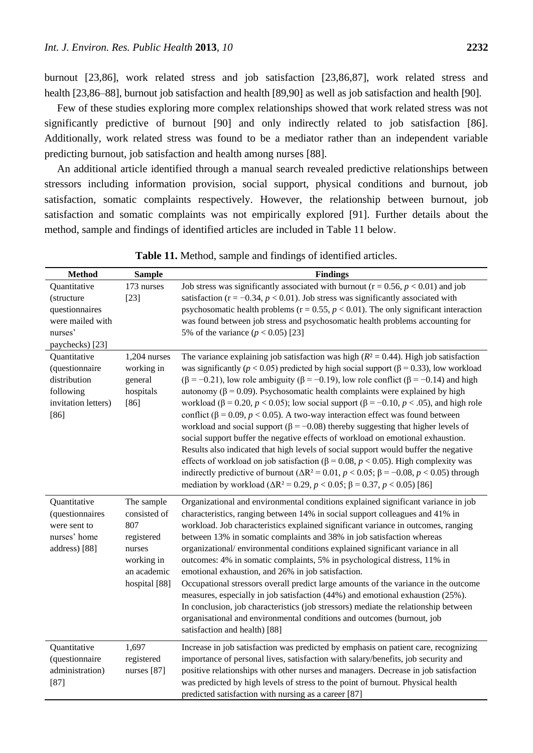burnout [23,86], work related stress and job satisfaction [23,86,87], work related stress and health [23,86–88], burnout job satisfaction and health [89,90] as well as job satisfaction and health [90].

Few of these studies exploring more complex relationships showed that work related stress was not significantly predictive of burnout [90] and only indirectly related to job satisfaction [86]. Additionally, work related stress was found to be a mediator rather than an independent variable predicting burnout, job satisfaction and health among nurses [88].

An additional article identified through a manual search revealed predictive relationships between stressors including information provision, social support, physical conditions and burnout, job satisfaction, somatic complaints respectively. However, the relationship between burnout, job satisfaction and somatic complaints was not empirically explored [91]. Further details about the method, sample and findings of identified articles are included in Table 11 below.

**Table 11.** Method, sample and findings of identified articles.

| Method | Sample | Findings |
|---|---|---|
| Quantitative (structure questionnaires were mailed with nurses' paychecks) [23] | 173 nurses [23] | Job stress was significantly associated with burnout ($r = 0.56$, $p < 0.01$) and job satisfaction ($r = -0.34$, $p < 0.01$). Job stress was significantly associated with psychosomatic health problems ($r = 0.55$, $p < 0.01$). The only significant interaction was found between job stress and psychosomatic health problems accounting for 5% of the variance ($p < 0.05$) [23] |
| Quantitative (questionnaire distribution following invitation letters) [86] | 1,204 nurses working in general hospitals [86] | The variance explaining job satisfaction was high ($R^2 = 0.44$). High job satisfaction was significantly ($p < 0.05$) predicted by high social support ($\beta = 0.33$), low workload ($\beta = -0.21$), low role ambiguity ($\beta = -0.19$), low role conflict ($\beta = -0.14$) and high autonomy ($\beta = 0.09$). Psychosomatic health complaints were explained by high workload ($\beta = 0.20$, $p < 0.05$); low social support ($\beta = -0.10$, $p < .05$), and high role conflict ($\beta = 0.09$, $p < 0.05$). A two-way interaction effect was found between workload and social support ($\beta = -0.08$) thereby suggesting that higher levels of social support buffer the negative effects of workload on emotional exhaustion. Results also indicated that high levels of social support would buffer the negative effects of workload on job satisfaction ($\beta = 0.08$, $p < 0.05$). High complexity was indirectly predictive of burnout ($\Delta R^2 = 0.01$, $p < 0.05$; $\beta = -0.08$, $p < 0.05$) through mediation by workload ($\Delta R^2 = 0.29$, $p < 0.05$; $\beta = 0.37$, $p < 0.05$) [86] |
| Quantitative (questionnaires were sent to nurses' home address) [88] | The sample consisted of 807 registered nurses working in an academic hospital [88] | Organizational and environmental conditions explained significant variance in job characteristics, ranging between 14% in social support colleagues and 41% in workload. Job characteristics explained significant variance in outcomes, ranging between 13% in somatic complaints and 38% in job satisfaction whereas organizational/ environmental conditions explained significant variance in all outcomes: 4% in somatic complaints, 5% in psychological distress, 11% in emotional exhaustion, and 26% in job satisfaction. Occupational stressors overall predict large amounts of the variance in the outcome measures, especially in job satisfaction (44%) and emotional exhaustion (25%). In conclusion, job characteristics (job stressors) mediate the relationship between organisational and environmental conditions and outcomes (burnout, job satisfaction and health) [88] |
| Quantitative (questionnaire administration) [87] | 1,697 registered nurses [87] | Increase in job satisfaction was predicted by emphasis on patient care, recognizing importance of personal lives, satisfaction with salary/benefits, job security and positive relationships with other nurses and managers. Decrease in job satisfaction was predicted by high levels of stress to the point of burnout. Physical health predicted satisfaction with nursing as a career [87] |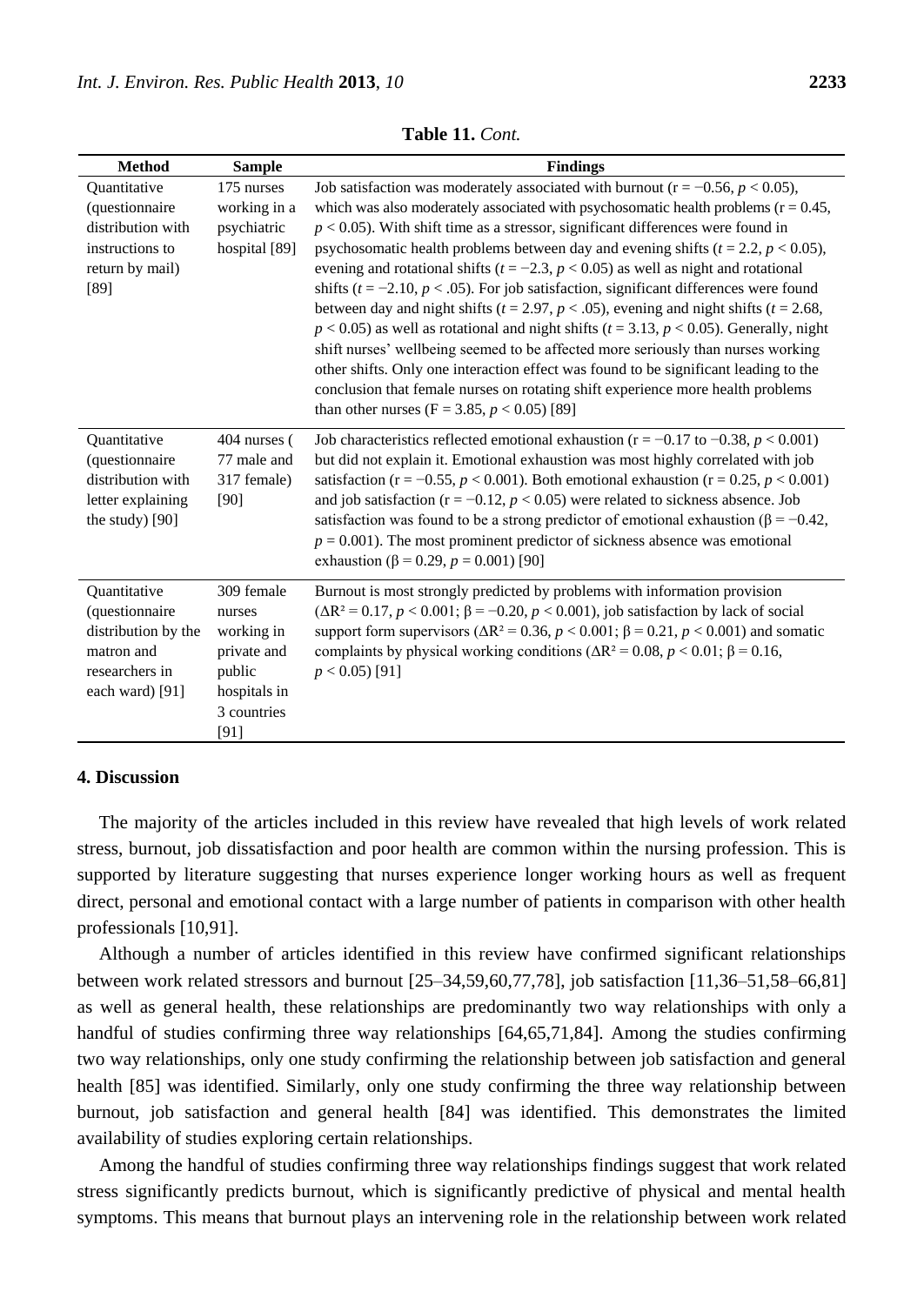**Table 11.** *Cont.*

| Method | Sample | Findings |
| --- | --- | --- |
| Quantitative (questionnaire distribution with instructions to return by mail) [89] | 175 nurses working in a psychiatric hospital [89] | Job satisfaction was moderately associated with burnout ($r = -0.56$, $p < 0.05$), which was also moderately associated with psychosomatic health problems ($r = 0.45$, $p < 0.05$). With shift time as a stressor, significant differences were found in psychosomatic health problems between day and evening shifts ($t = 2.2$, $p < 0.05$), evening and rotational shifts ($t = -2.3$, $p < 0.05$) as well as night and rotational shifts ($t = -2.10$, $p < .05$). For job satisfaction, significant differences were found between day and night shifts ($t = 2.97$, $p < .05$), evening and night shifts ($t = 2.68$, $p < 0.05$) as well as rotational and night shifts ($t = 3.13$, $p < 0.05$). Generally, night shift nurses' wellbeing seemed to be affected more seriously than nurses working other shifts. Only one interaction effect was found to be significant leading to the conclusion that female nurses on rotating shift experience more health problems than other nurses ($F = 3.85$, $p < 0.05$) [89] |
| Quantitative (questionnaire distribution with letter explaining the study) [90] | 404 nurses ( 77 male and 317 female) [90] | Job characteristics reflected emotional exhaustion ($r = -0.17$ to $-0.38$, $p < 0.001$) but did not explain it. Emotional exhaustion was most highly correlated with job satisfaction ($r = -0.55$, $p < 0.001$). Both emotional exhaustion ($r = 0.25$, $p < 0.001$) and job satisfaction ($r = -0.12$, $p < 0.05$) were related to sickness absence. Job satisfaction was found to be a strong predictor of emotional exhaustion ($\beta = -0.42$, $p = 0.001$). The most prominent predictor of sickness absence was emotional exhaustion ($\beta = 0.29$, $p = 0.001$) [90] |
| Quantitative (questionnaire distribution by the matron and researchers in each ward) [91] | 309 female nurses working in private and public hospitals in 3 countries [91] | Burnout is most strongly predicted by problems with information provision ($\Delta R^2 = 0.17$, $p < 0.001$; $\beta = -0.20$, $p < 0.001$), job satisfaction by lack of social support form supervisors ($\Delta R^2 = 0.36$, $p < 0.001$; $\beta = 0.21$, $p < 0.001$) and somatic complaints by physical working conditions ($\Delta R^2 = 0.08$, $p < 0.01$; $\beta = 0.16$, $p < 0.05$) [91] |

## 4. Discussion

The majority of the articles included in this review have revealed that high levels of work related stress, burnout, job dissatisfaction and poor health are common within the nursing profession. This is supported by literature suggesting that nurses experience longer working hours as well as frequent direct, personal and emotional contact with a large number of patients in comparison with other health professionals [10,91].

Although a number of articles identified in this review have confirmed significant relationships between work related stressors and burnout [25–34,59,60,77,78], job satisfaction [11,36–51,58–66,81] as well as general health, these relationships are predominantly two way relationships with only a handful of studies confirming three way relationships [64,65,71,84]. Among the studies confirming two way relationships, only one study confirming the relationship between job satisfaction and general health [85] was identified. Similarly, only one study confirming the three way relationship between burnout, job satisfaction and general health [84] was identified. This demonstrates the limited availability of studies exploring certain relationships.

Among the handful of studies confirming three way relationships findings suggest that work related stress significantly predicts burnout, which is significantly predictive of physical and mental health symptoms. This means that burnout plays an intervening role in the relationship between work related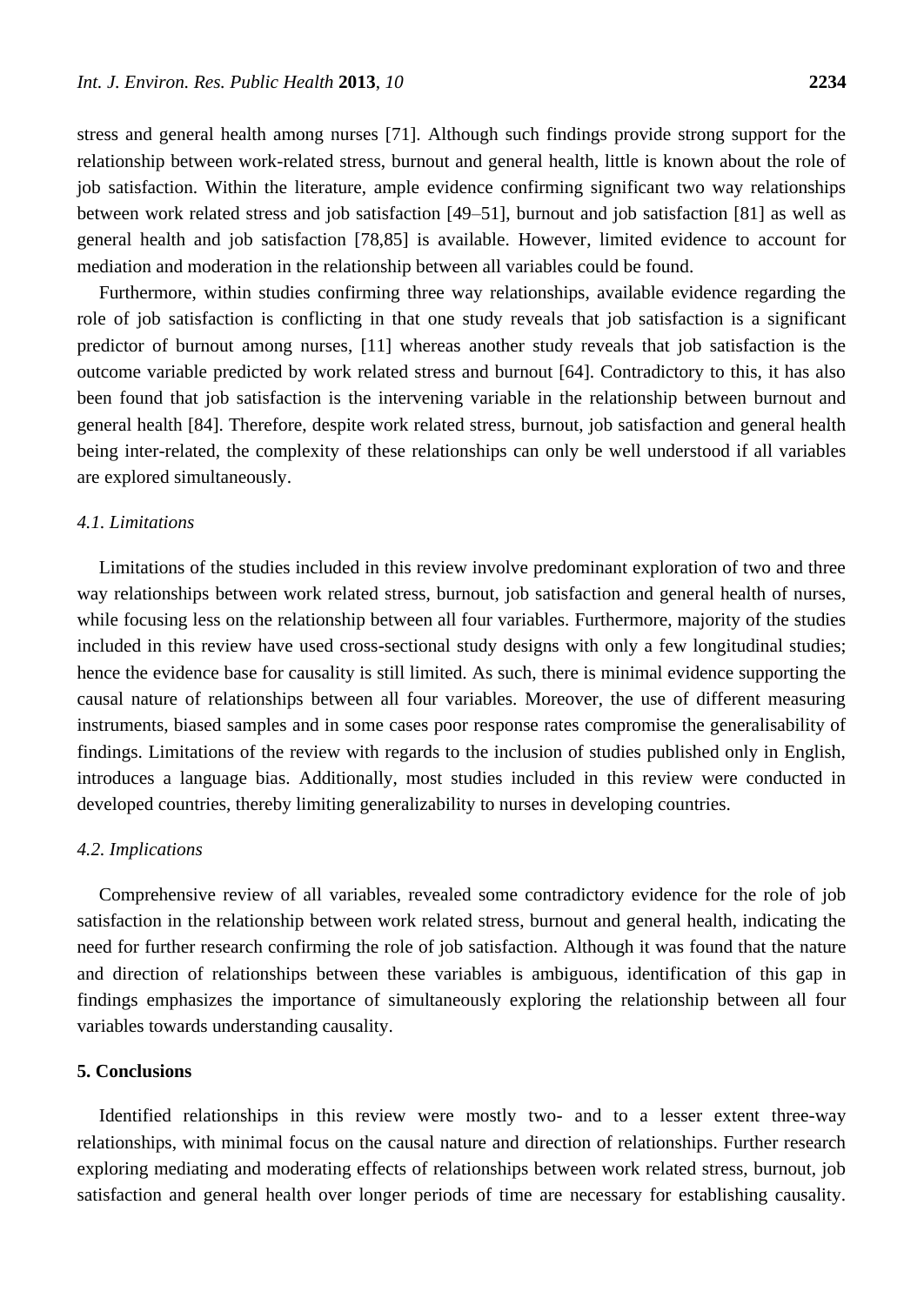stress and general health among nurses [71]. Although such findings provide strong support for the relationship between work-related stress, burnout and general health, little is known about the role of job satisfaction. Within the literature, ample evidence confirming significant two way relationships between work related stress and job satisfaction [49–51], burnout and job satisfaction [81] as well as general health and job satisfaction [78,85] is available. However, limited evidence to account for mediation and moderation in the relationship between all variables could be found.

Furthermore, within studies confirming three way relationships, available evidence regarding the role of job satisfaction is conflicting in that one study reveals that job satisfaction is a significant predictor of burnout among nurses, [11] whereas another study reveals that job satisfaction is the outcome variable predicted by work related stress and burnout [64]. Contradictory to this, it has also been found that job satisfaction is the intervening variable in the relationship between burnout and general health [84]. Therefore, despite work related stress, burnout, job satisfaction and general health being inter-related, the complexity of these relationships can only be well understood if all variables are explored simultaneously.

### *4.1. Limitations*

Limitations of the studies included in this review involve predominant exploration of two and three way relationships between work related stress, burnout, job satisfaction and general health of nurses, while focusing less on the relationship between all four variables. Furthermore, majority of the studies included in this review have used cross-sectional study designs with only a few longitudinal studies; hence the evidence base for causality is still limited. As such, there is minimal evidence supporting the causal nature of relationships between all four variables. Moreover, the use of different measuring instruments, biased samples and in some cases poor response rates compromise the generalisability of findings. Limitations of the review with regards to the inclusion of studies published only in English, introduces a language bias. Additionally, most studies included in this review were conducted in developed countries, thereby limiting generalizability to nurses in developing countries.

### *4.2. Implications*

Comprehensive review of all variables, revealed some contradictory evidence for the role of job satisfaction in the relationship between work related stress, burnout and general health, indicating the need for further research confirming the role of job satisfaction. Although it was found that the nature and direction of relationships between these variables is ambiguous, identification of this gap in findings emphasizes the importance of simultaneously exploring the relationship between all four variables towards understanding causality.

## **5. Conclusions**

Identified relationships in this review were mostly two- and to a lesser extent three-way relationships, with minimal focus on the causal nature and direction of relationships. Further research exploring mediating and moderating effects of relationships between work related stress, burnout, job satisfaction and general health over longer periods of time are necessary for establishing causality.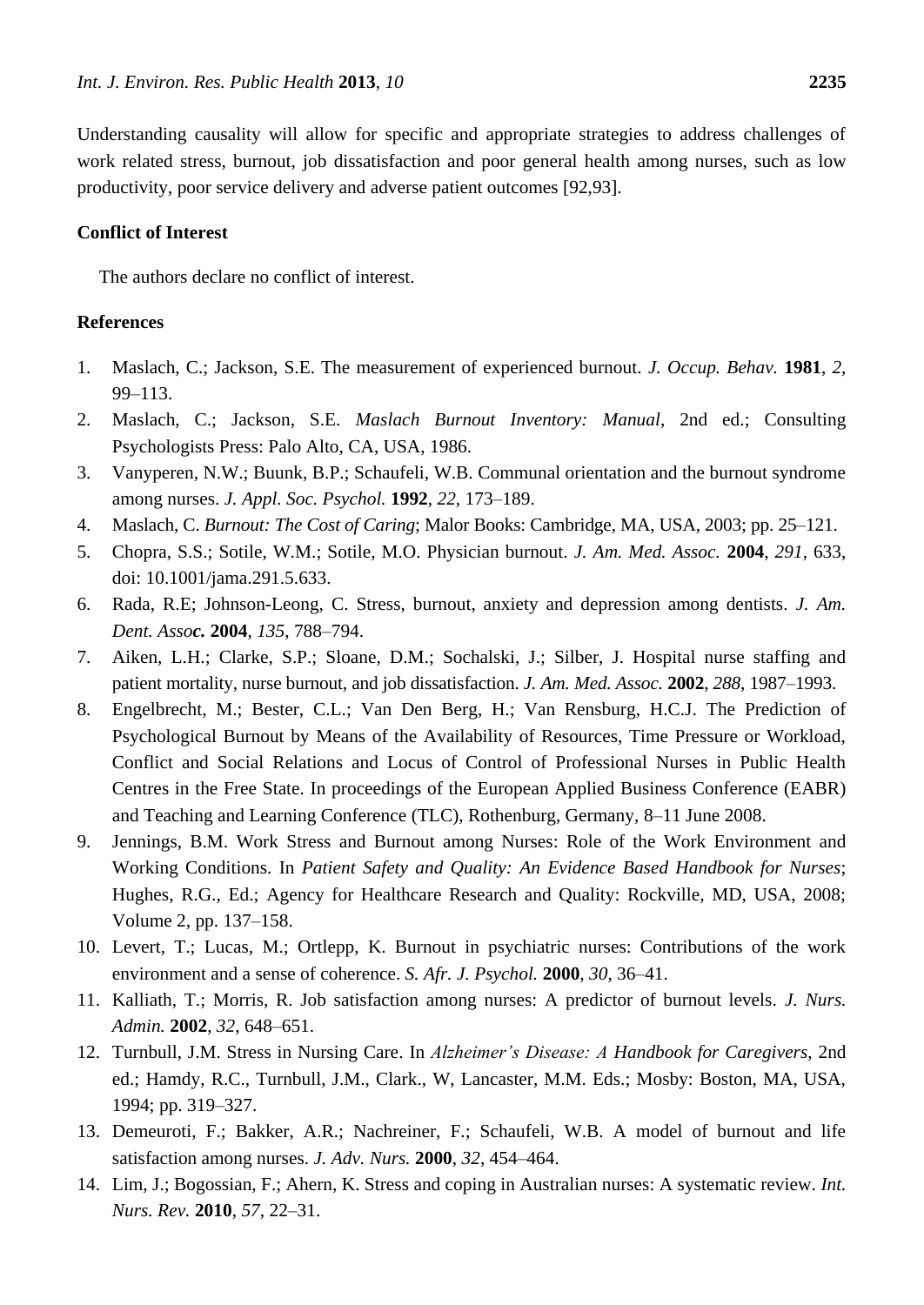Understanding causality will allow for specific and appropriate strategies to address challenges of work related stress, burnout, job dissatisfaction and poor general health among nurses, such as low productivity, poor service delivery and adverse patient outcomes [92,93].

## Conflict of Interest

The authors declare no conflict of interest.

## References

1. Maslach, C.; Jackson, S.E. The measurement of experienced burnout. *J. Occup. Behav.* **1981**, *2*, 99–113.
2. Maslach, C.; Jackson, S.E. *Maslach Burnout Inventory: Manual*, 2nd ed.; Consulting Psychologists Press: Palo Alto, CA, USA, 1986.
3. Vanyperen, N.W.; Buunk, B.P.; Schaufeli, W.B. Communal orientation and the burnout syndrome among nurses. *J. Appl. Soc. Psychol.* **1992**, *22*, 173–189.
4. Maslach, C. *Burnout: The Cost of Caring*; Malor Books: Cambridge, MA, USA, 2003; pp. 25–121.
5. Chopra, S.S.; Sotile, W.M.; Sotile, M.O. Physician burnout. *J. Am. Med. Assoc.* **2004**, *291*, 633, doi: 10.1001/jama.291.5.633.
6. Rada, R.E; Johnson-Leong, C. Stress, burnout, anxiety and depression among dentists. *J. Am. Dent. Asso**c.*** **2004**, *135*, 788–794.
7. Aiken, L.H.; Clarke, S.P.; Sloane, D.M.; Sochalski, J.; Silber, J. Hospital nurse staffing and patient mortality, nurse burnout, and job dissatisfaction. *J. Am. Med. Assoc.* **2002**, *288*, 1987–1993.
8. Engelbrecht, M.; Bester, C.L.; Van Den Berg, H.; Van Rensburg, H.C.J. The Prediction of Psychological Burnout by Means of the Availability of Resources, Time Pressure or Workload, Conflict and Social Relations and Locus of Control of Professional Nurses in Public Health Centres in the Free State. In proceedings of the European Applied Business Conference (EABR) and Teaching and Learning Conference (TLC), Rothenburg, Germany, 8–11 June 2008.
9. Jennings, B.M. Work Stress and Burnout among Nurses: Role of the Work Environment and Working Conditions. In *Patient Safety and Quality: An Evidence Based Handbook for Nurses*; Hughes, R.G., Ed.; Agency for Healthcare Research and Quality: Rockville, MD, USA, 2008; Volume 2, pp. 137–158.
10. Levert, T.; Lucas, M.; Ortlepp, K. Burnout in psychiatric nurses: Contributions of the work environment and a sense of coherence. *S. Afr. J. Psychol.* **2000**, *30*, 36–41.
11. Kalliath, T.; Morris, R. Job satisfaction among nurses: A predictor of burnout levels. *J. Nurs. Admin.* **2002**, *32*, 648–651.
12. Turnbull, J.M. Stress in Nursing Care. In *Alzheimer's Disease: A Handbook for Caregivers*, 2nd ed.; Hamdy, R.C., Turnbull, J.M., Clark., W, Lancaster, M.M. Eds.; Mosby: Boston, MA, USA, 1994; pp. 319–327.
13. Demeuroti, F.; Bakker, A.R.; Nachreiner, F.; Schaufeli, W.B. A model of burnout and life satisfaction among nurses. *J. Adv. Nurs.* **2000**, *32*, 454–464.
14. Lim, J.; Bogossian, F.; Ahern, K. Stress and coping in Australian nurses: A systematic review. *Int. Nurs. Rev.* **2010**, *57*, 22–31.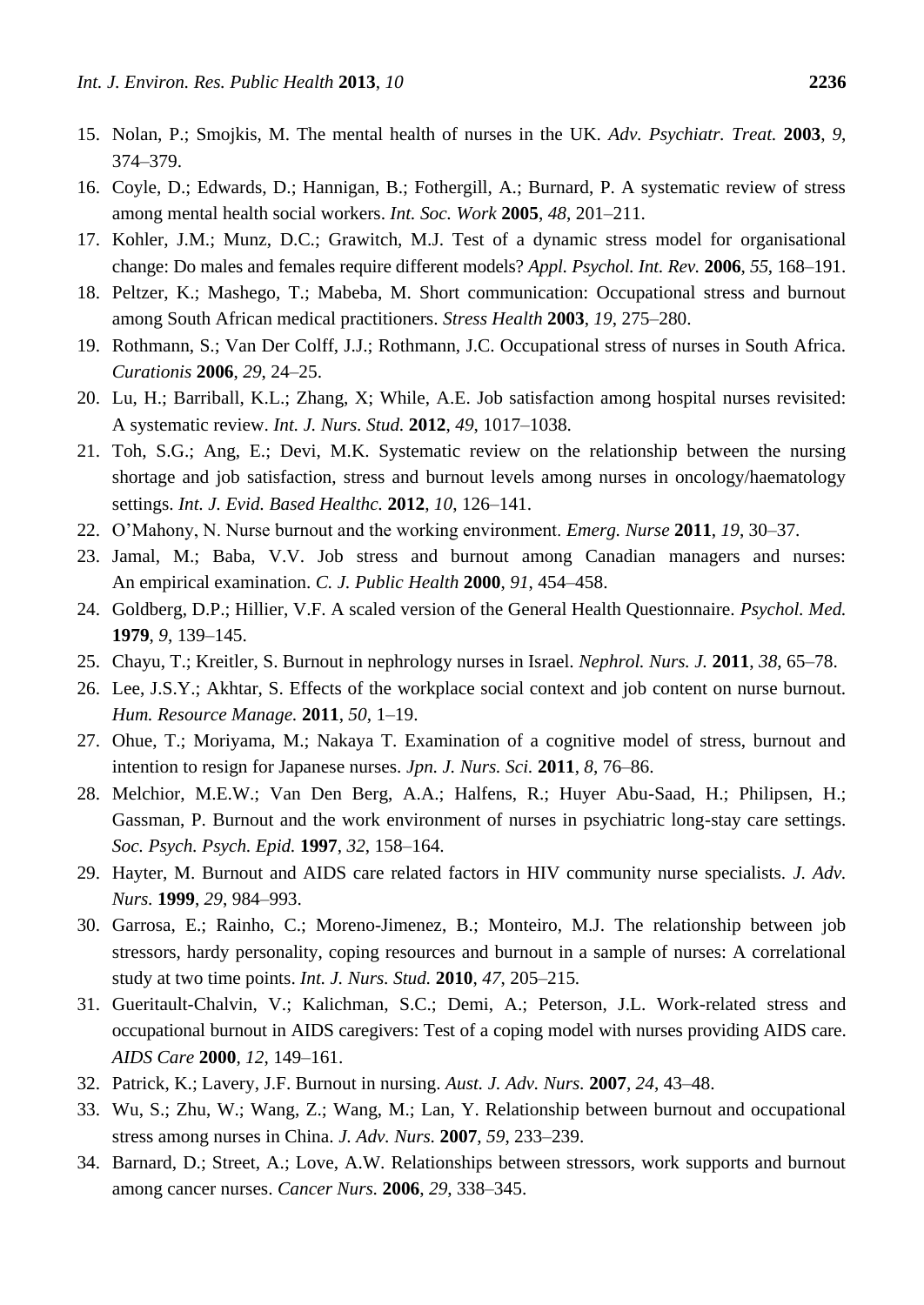15. Nolan, P.; Smojkis, M. The mental health of nurses in the UK. *Adv. Psychiatr. Treat.* **2003**, *9*, 374–379.
16. Coyle, D.; Edwards, D.; Hannigan, B.; Fothergill, A.; Burnard, P. A systematic review of stress among mental health social workers. *Int. Soc. Work* **2005**, *48*, 201–211.
17. Kohler, J.M.; Munz, D.C.; Grawitch, M.J. Test of a dynamic stress model for organisational change: Do males and females require different models? *Appl. Psychol. Int. Rev.* **2006**, *55*, 168–191.
18. Peltzer, K.; Mashego, T.; Mabeba, M. Short communication: Occupational stress and burnout among South African medical practitioners. *Stress Health* **2003**, *19*, 275–280.
19. Rothmann, S.; Van Der Colff, J.J.; Rothmann, J.C. Occupational stress of nurses in South Africa. *Curationis* **2006**, *29*, 24–25.
20. Lu, H.; Barriball, K.L.; Zhang, X; While, A.E. Job satisfaction among hospital nurses revisited: A systematic review. *Int. J. Nurs. Stud.* **2012**, *49*, 1017–1038.
21. Toh, S.G.; Ang, E.; Devi, M.K. Systematic review on the relationship between the nursing shortage and job satisfaction, stress and burnout levels among nurses in oncology/haematology settings. *Int. J. Evid. Based Healthc.* **2012**, *10*, 126–141.
22. O'Mahony, N. Nurse burnout and the working environment. *Emerg. Nurse* **2011**, *19*, 30–37.
23. Jamal, M.; Baba, V.V. Job stress and burnout among Canadian managers and nurses: An empirical examination. *C. J. Public Health* **2000**, *91*, 454–458.
24. Goldberg, D.P.; Hillier, V.F. A scaled version of the General Health Questionnaire. *Psychol. Med.* **1979**, *9*, 139–145.
25. Chayu, T.; Kreitler, S. Burnout in nephrology nurses in Israel. *Nephrol. Nurs. J.* **2011**, *38*, 65–78.
26. Lee, J.S.Y.; Akhtar, S. Effects of the workplace social context and job content on nurse burnout. *Hum. Resource Manage.* **2011**, *50*, 1–19.
27. Ohue, T.; Moriyama, M.; Nakaya T. Examination of a cognitive model of stress, burnout and intention to resign for Japanese nurses. *Jpn. J. Nurs. Sci.* **2011**, *8*, 76–86.
28. Melchior, M.E.W.; Van Den Berg, A.A.; Halfens, R.; Huyer Abu-Saad, H.; Philipsen, H.; Gassman, P. Burnout and the work environment of nurses in psychiatric long-stay care settings. *Soc. Psych. Psych. Epid.* **1997**, *32*, 158–164.
29. Hayter, M. Burnout and AIDS care related factors in HIV community nurse specialists. *J. Adv. Nurs.* **1999**, *29*, 984–993.
30. Garrosa, E.; Rainho, C.; Moreno-Jimenez, B.; Monteiro, M.J. The relationship between job stressors, hardy personality, coping resources and burnout in a sample of nurses: A correlational study at two time points. *Int. J. Nurs. Stud.* **2010**, *47*, 205–215.
31. Gueritault-Chalvin, V.; Kalichman, S.C.; Demi, A.; Peterson, J.L. Work-related stress and occupational burnout in AIDS caregivers: Test of a coping model with nurses providing AIDS care. *AIDS Care* **2000**, *12*, 149–161.
32. Patrick, K.; Lavery, J.F. Burnout in nursing. *Aust. J. Adv. Nurs.* **2007**, *24*, 43–48.
33. Wu, S.; Zhu, W.; Wang, Z.; Wang, M.; Lan, Y. Relationship between burnout and occupational stress among nurses in China. *J. Adv. Nurs.* **2007**, *59*, 233–239.
34. Barnard, D.; Street, A.; Love, A.W. Relationships between stressors, work supports and burnout among cancer nurses. *Cancer Nurs.* **2006**, *29*, 338–345.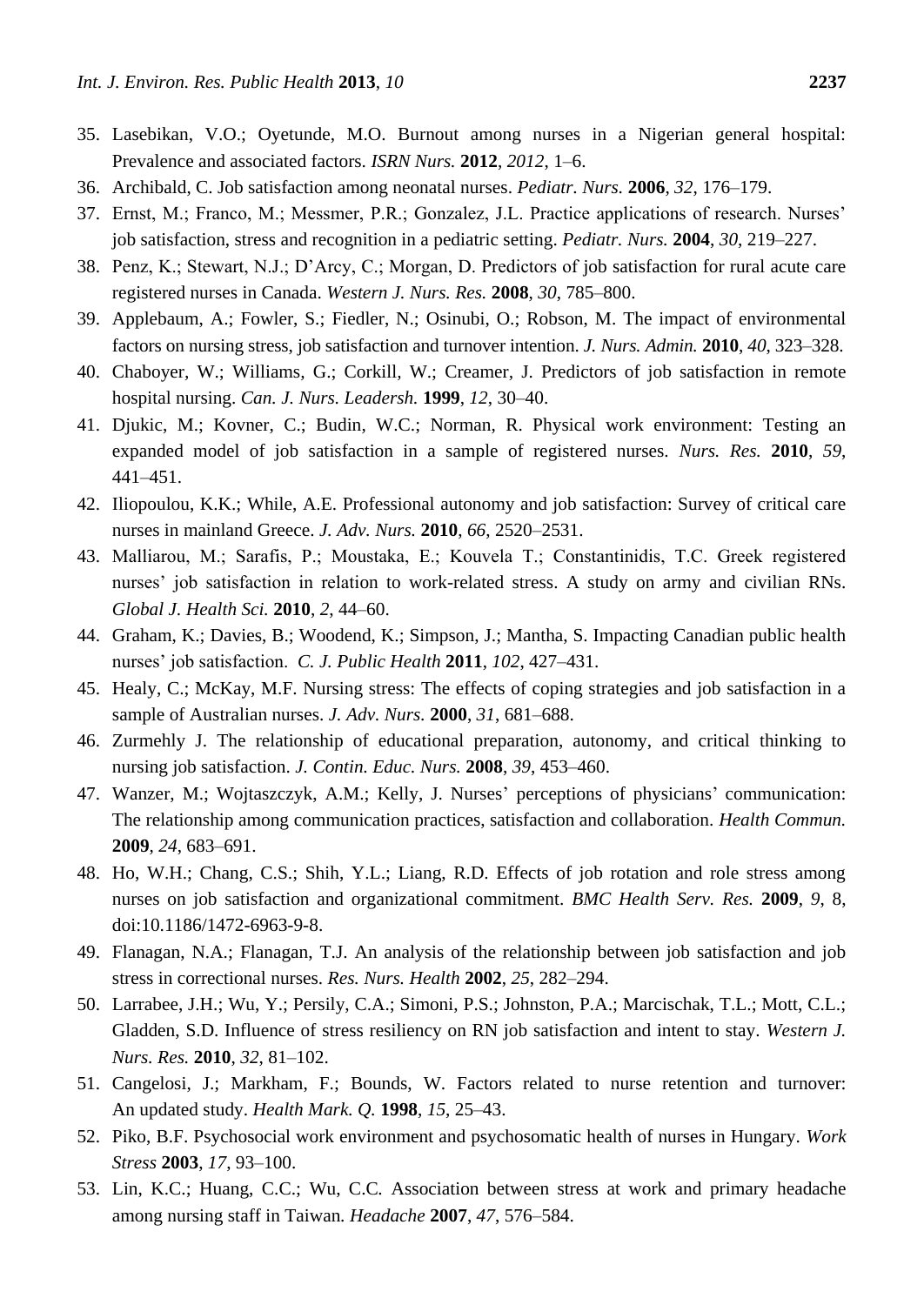35. Lasebikan, V.O.; Oyetunde, M.O. Burnout among nurses in a Nigerian general hospital: Prevalence and associated factors. *ISRN Nurs.* **2012**, *2012*, 1–6.
36. Archibald, C. Job satisfaction among neonatal nurses. *Pediatr. Nurs.* **2006**, *32*, 176–179.
37. Ernst, M.; Franco, M.; Messmer, P.R.; Gonzalez, J.L. Practice applications of research. Nurses' job satisfaction, stress and recognition in a pediatric setting. *Pediatr. Nurs.* **2004**, *30*, 219–227.
38. Penz, K.; Stewart, N.J.; D'Arcy, C.; Morgan, D. Predictors of job satisfaction for rural acute care registered nurses in Canada. *Western J. Nurs. Res.* **2008**, *30*, 785–800.
39. Applebaum, A.; Fowler, S.; Fiedler, N.; Osinubi, O.; Robson, M. The impact of environmental factors on nursing stress, job satisfaction and turnover intention. *J. Nurs. Admin.* **2010**, *40*, 323–328.
40. Chaboyer, W.; Williams, G.; Corkill, W.; Creamer, J. Predictors of job satisfaction in remote hospital nursing. *Can. J. Nurs. Leadersh.* **1999**, *12*, 30–40.
41. Djukic, M.; Kovner, C.; Budin, W.C.; Norman, R. Physical work environment: Testing an expanded model of job satisfaction in a sample of registered nurses. *Nurs. Res.* **2010**, *59*, 441–451.
42. Iliopoulou, K.K.; While, A.E. Professional autonomy and job satisfaction: Survey of critical care nurses in mainland Greece. *J. Adv. Nurs.* **2010**, *66*, 2520–2531.
43. Malliarou, M.; Sarafis, P.; Moustaka, E.; Kouvela T.; Constantinidis, T.C. Greek registered nurses' job satisfaction in relation to work-related stress. A study on army and civilian RNs. *Global J. Health Sci.* **2010**, *2*, 44–60.
44. Graham, K.; Davies, B.; Woodend, K.; Simpson, J.; Mantha, S. Impacting Canadian public health nurses' job satisfaction. *C. J. Public Health* **2011**, *102*, 427–431.
45. Healy, C.; McKay, M.F. Nursing stress: The effects of coping strategies and job satisfaction in a sample of Australian nurses. *J. Adv. Nurs.* **2000**, *31*, 681–688.
46. Zurmehly J. The relationship of educational preparation, autonomy, and critical thinking to nursing job satisfaction. *J. Contin. Educ. Nurs.* **2008**, *39*, 453–460.
47. Wanzer, M.; Wojtaszczyk, A.M.; Kelly, J. Nurses' perceptions of physicians' communication: The relationship among communication practices, satisfaction and collaboration. *Health Commun.* **2009**, *24*, 683–691.
48. Ho, W.H.; Chang, C.S.; Shih, Y.L.; Liang, R.D. Effects of job rotation and role stress among nurses on job satisfaction and organizational commitment. *BMC Health Serv. Res.* **2009**, *9*, 8, doi:10.1186/1472-6963-9-8.
49. Flanagan, N.A.; Flanagan, T.J. An analysis of the relationship between job satisfaction and job stress in correctional nurses. *Res. Nurs. Health* **2002**, *25*, 282–294.
50. Larrabee, J.H.; Wu, Y.; Persily, C.A.; Simoni, P.S.; Johnston, P.A.; Marcischak, T.L.; Mott, C.L.; Gladden, S.D. Influence of stress resiliency on RN job satisfaction and intent to stay. *Western J. Nurs. Res.* **2010**, *32*, 81–102.
51. Cangelosi, J.; Markham, F.; Bounds, W. Factors related to nurse retention and turnover: An updated study. *Health Mark. Q.* **1998**, *15*, 25–43.
52. Piko, B.F. Psychosocial work environment and psychosomatic health of nurses in Hungary. *Work Stress* **2003**, *17*, 93–100.
53. Lin, K.C.; Huang, C.C.; Wu, C.C. Association between stress at work and primary headache among nursing staff in Taiwan. *Headache* **2007**, *47*, 576–584.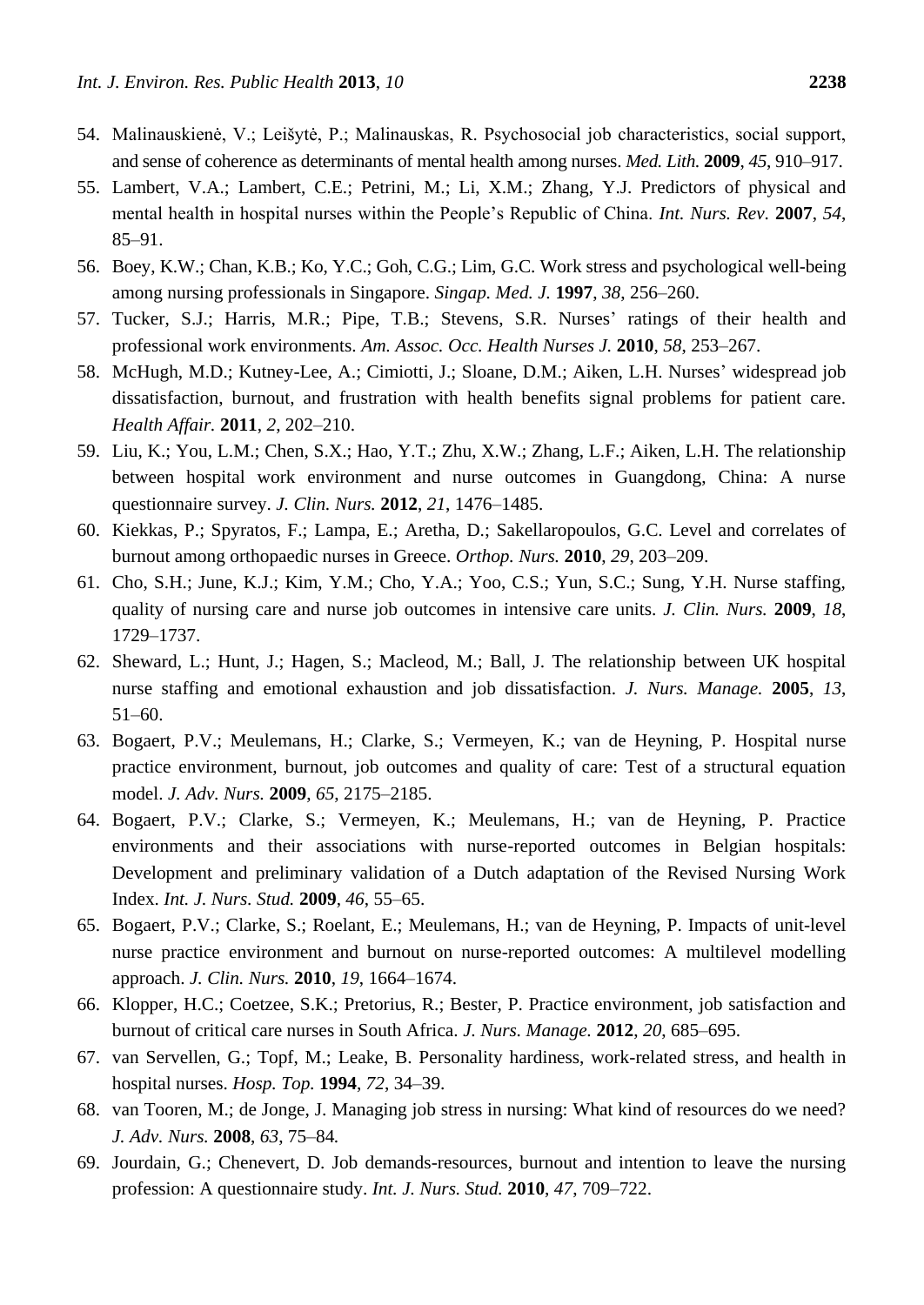54. Malinauskienė, V.; Leišytė, P.; Malinauskas, R. Psychosocial job characteristics, social support, and sense of coherence as determinants of mental health among nurses. *Med. Lith.* **2009**, *45*, 910–917.
55. Lambert, V.A.; Lambert, C.E.; Petrini, M.; Li, X.M.; Zhang, Y.J. Predictors of physical and mental health in hospital nurses within the People's Republic of China. *Int. Nurs. Rev.* **2007**, *54*, 85–91.
56. Boey, K.W.; Chan, K.B.; Ko, Y.C.; Goh, C.G.; Lim, G.C. Work stress and psychological well-being among nursing professionals in Singapore. *Singap. Med. J.* **1997**, *38*, 256–260.
57. Tucker, S.J.; Harris, M.R.; Pipe, T.B.; Stevens, S.R. Nurses' ratings of their health and professional work environments. *Am. Assoc. Occ. Health Nurses J.* **2010**, *58*, 253–267.
58. McHugh, M.D.; Kutney-Lee, A.; Cimiotti, J.; Sloane, D.M.; Aiken, L.H. Nurses' widespread job dissatisfaction, burnout, and frustration with health benefits signal problems for patient care. *Health Affair.* **2011**, *2*, 202–210.
59. Liu, K.; You, L.M.; Chen, S.X.; Hao, Y.T.; Zhu, X.W.; Zhang, L.F.; Aiken, L.H. The relationship between hospital work environment and nurse outcomes in Guangdong, China: A nurse questionnaire survey. *J. Clin. Nurs.* **2012**, *21*, 1476–1485.
60. Kiekkas, P.; Spyratos, F.; Lampa, E.; Aretha, D.; Sakellaropoulos, G.C. Level and correlates of burnout among orthopaedic nurses in Greece. *Orthop. Nurs.* **2010**, *29*, 203–209.
61. Cho, S.H.; June, K.J.; Kim, Y.M.; Cho, Y.A.; Yoo, C.S.; Yun, S.C.; Sung, Y.H. Nurse staffing, quality of nursing care and nurse job outcomes in intensive care units. *J. Clin. Nurs.* **2009**, *18*, 1729–1737.
62. Sheward, L.; Hunt, J.; Hagen, S.; Macleod, M.; Ball, J. The relationship between UK hospital nurse staffing and emotional exhaustion and job dissatisfaction. *J. Nurs. Manage.* **2005**, *13*, 51–60.
63. Bogaert, P.V.; Meulemans, H.; Clarke, S.; Vermeyen, K.; van de Heyning, P. Hospital nurse practice environment, burnout, job outcomes and quality of care: Test of a structural equation model. *J. Adv. Nurs.* **2009**, *65*, 2175–2185.
64. Bogaert, P.V.; Clarke, S.; Vermeyen, K.; Meulemans, H.; van de Heyning, P. Practice environments and their associations with nurse-reported outcomes in Belgian hospitals: Development and preliminary validation of a Dutch adaptation of the Revised Nursing Work Index. *Int. J. Nurs. Stud.* **2009**, *46*, 55–65.
65. Bogaert, P.V.; Clarke, S.; Roelant, E.; Meulemans, H.; van de Heyning, P. Impacts of unit-level nurse practice environment and burnout on nurse-reported outcomes: A multilevel modelling approach. *J. Clin. Nurs.* **2010**, *19*, 1664–1674.
66. Klopper, H.C.; Coetzee, S.K.; Pretorius, R.; Bester, P. Practice environment, job satisfaction and burnout of critical care nurses in South Africa. *J. Nurs. Manage.* **2012**, *20*, 685–695.
67. van Servellen, G.; Topf, M.; Leake, B. Personality hardiness, work-related stress, and health in hospital nurses. *Hosp. Top.* **1994**, *72*, 34–39.
68. van Tooren, M.; de Jonge, J. Managing job stress in nursing: What kind of resources do we need? *J. Adv. Nurs.* **2008**, *63*, 75–84.
69. Jourdain, G.; Chenevert, D. Job demands-resources, burnout and intention to leave the nursing profession: A questionnaire study. *Int. J. Nurs. Stud.* **2010**, *47*, 709–722.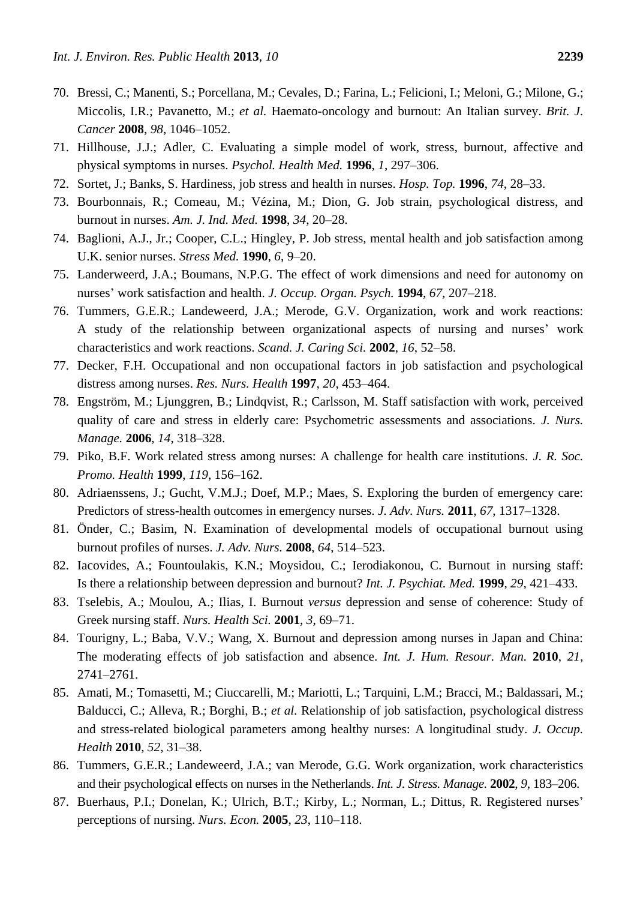70. Bressi, C.; Manenti, S.; Porcellana, M.; Cevales, D.; Farina, L.; Felicioni, I.; Meloni, G.; Milone, G.; Miccolis, I.R.; Pavanetto, M.; *et al.* Haemato-oncology and burnout: An Italian survey. *Brit. J. Cancer* **2008**, *98*, 1046–1052.
71. Hillhouse, J.J.; Adler, C. Evaluating a simple model of work, stress, burnout, affective and physical symptoms in nurses. *Psychol. Health Med.* **1996**, *1*, 297–306.
72. Sortet, J.; Banks, S. Hardiness, job stress and health in nurses. *Hosp. Top.* **1996**, *74*, 28–33.
73. Bourbonnais, R.; Comeau, M.; Vézina, M.; Dion, G. Job strain, psychological distress, and burnout in nurses. *Am. J. Ind. Med.* **1998**, *34*, 20–28.
74. Baglioni, A.J., Jr.; Cooper, C.L.; Hingley, P. Job stress, mental health and job satisfaction among U.K. senior nurses. *Stress Med.* **1990**, *6*, 9–20.
75. Landerweerd, J.A.; Boumans, N.P.G. The effect of work dimensions and need for autonomy on nurses' work satisfaction and health. *J. Occup. Organ. Psych.* **1994**, *67*, 207–218.
76. Tummers, G.E.R.; Landeweerd, J.A.; Merode, G.V. Organization, work and work reactions: A study of the relationship between organizational aspects of nursing and nurses' work characteristics and work reactions. *Scand. J. Caring Sci.* **2002**, *16*, 52–58.
77. Decker, F.H. Occupational and non occupational factors in job satisfaction and psychological distress among nurses. *Res. Nurs. Health* **1997**, *20*, 453–464.
78. Engström, M.; Ljunggren, B.; Lindqvist, R.; Carlsson, M. Staff satisfaction with work, perceived quality of care and stress in elderly care: Psychometric assessments and associations. *J. Nurs. Manage.* **2006**, *14*, 318–328.
79. Piko, B.F. Work related stress among nurses: A challenge for health care institutions. *J. R. Soc. Promo. Health* **1999**, *119*, 156–162.
80. Adriaenssens, J.; Gucht, V.M.J.; Doef, M.P.; Maes, S. Exploring the burden of emergency care: Predictors of stress-health outcomes in emergency nurses. *J. Adv. Nurs.* **2011**, *67*, 1317–1328.
81. Önder, C.; Basim, N. Examination of developmental models of occupational burnout using burnout profiles of nurses. *J. Adv. Nurs.* **2008**, *64*, 514–523.
82. Iacovides, A.; Fountoulakis, K.N.; Moysidou, C.; Ierodiakonou, C. Burnout in nursing staff: Is there a relationship between depression and burnout? *Int. J. Psychiat. Med.* **1999**, *29*, 421–433.
83. Tselebis, A.; Moulou, A.; Ilias, I. Burnout *versus* depression and sense of coherence: Study of Greek nursing staff. *Nurs. Health Sci.* **2001**, *3*, 69–71.
84. Tourigny, L.; Baba, V.V.; Wang, X. Burnout and depression among nurses in Japan and China: The moderating effects of job satisfaction and absence. *Int. J. Hum. Resour. Man.* **2010**, *21*, 2741–2761.
85. Amati, M.; Tomasetti, M.; Ciuccarelli, M.; Mariotti, L.; Tarquini, L.M.; Bracci, M.; Baldassari, M.; Balducci, C.; Alleva, R.; Borghi, B.; *et al.* Relationship of job satisfaction, psychological distress and stress-related biological parameters among healthy nurses: A longitudinal study. *J. Occup. Health* **2010**, *52*, 31–38.
86. Tummers, G.E.R.; Landeweerd, J.A.; van Merode, G.G. Work organization, work characteristics and their psychological effects on nurses in the Netherlands. *Int. J. Stress. Manage.* **2002**, *9*, 183–206.
87. Buerhaus, P.I.; Donelan, K.; Ulrich, B.T.; Kirby, L.; Norman, L.; Dittus, R. Registered nurses' perceptions of nursing. *Nurs. Econ.* **2005**, *23*, 110–118.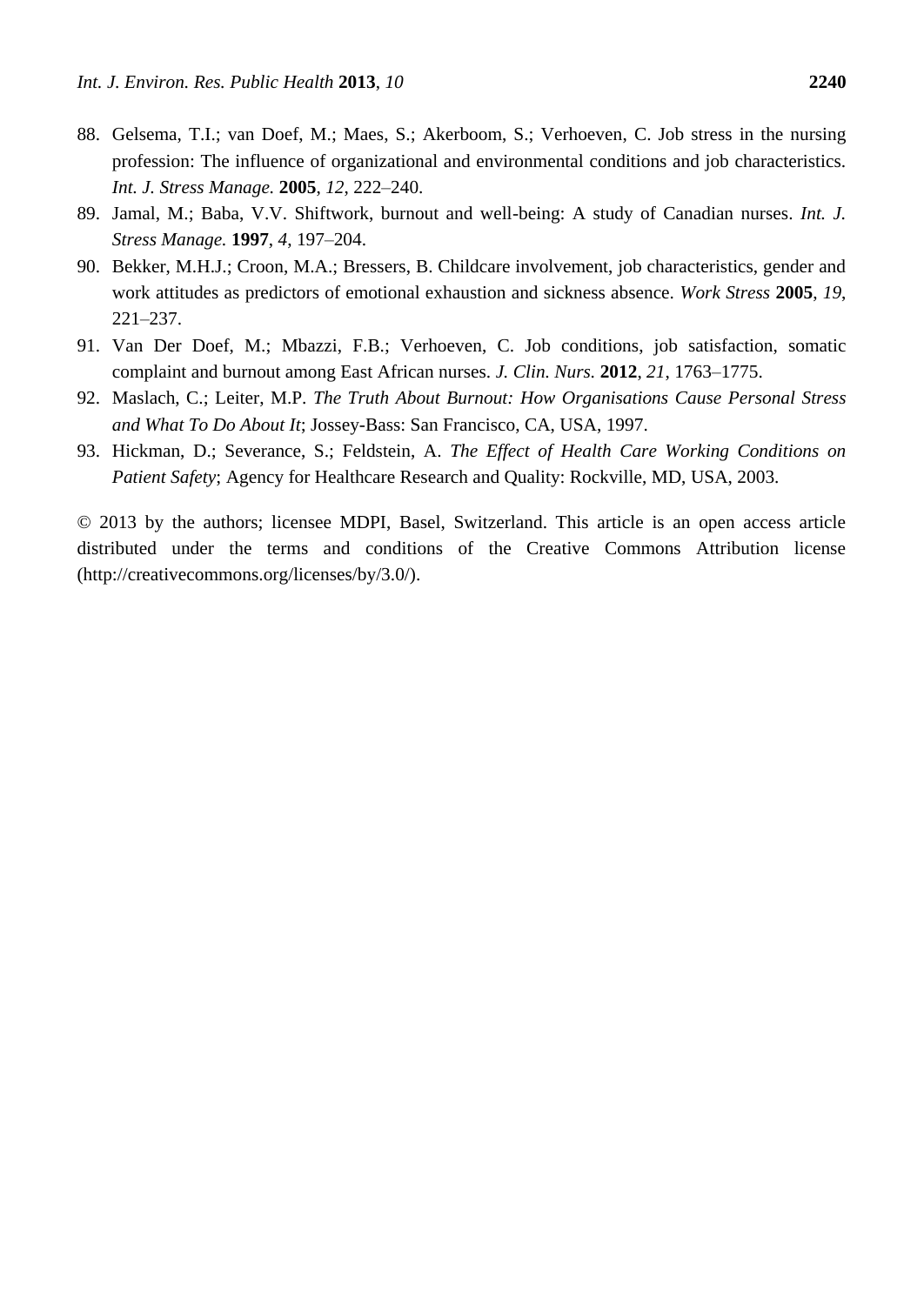88. Gelsema, T.I.; van Doef, M.; Maes, S.; Akerboom, S.; Verhoeven, C. Job stress in the nursing profession: The influence of organizational and environmental conditions and job characteristics. *Int. J. Stress Manage.* **2005**, *12*, 222–240.
89. Jamal, M.; Baba, V.V. Shiftwork, burnout and well-being: A study of Canadian nurses. *Int. J. Stress Manage.* **1997**, *4*, 197–204.
90. Bekker, M.H.J.; Croon, M.A.; Bressers, B. Childcare involvement, job characteristics, gender and work attitudes as predictors of emotional exhaustion and sickness absence. *Work Stress* **2005**, *19*, 221–237.
91. Van Der Doef, M.; Mbazzi, F.B.; Verhoeven, C. Job conditions, job satisfaction, somatic complaint and burnout among East African nurses. *J. Clin. Nurs.* **2012**, *21*, 1763–1775.
92. Maslach, C.; Leiter, M.P. *The Truth About Burnout: How Organisations Cause Personal Stress and What To Do About It*; Jossey-Bass: San Francisco, CA, USA, 1997.
93. Hickman, D.; Severance, S.; Feldstein, A. *The Effect of Health Care Working Conditions on Patient Safety*; Agency for Healthcare Research and Quality: Rockville, MD, USA, 2003.

© 2013 by the authors; licensee MDPI, Basel, Switzerland. This article is an open access article distributed under the terms and conditions of the Creative Commons Attribution license (http://creativecommons.org/licenses/by/3.0/).